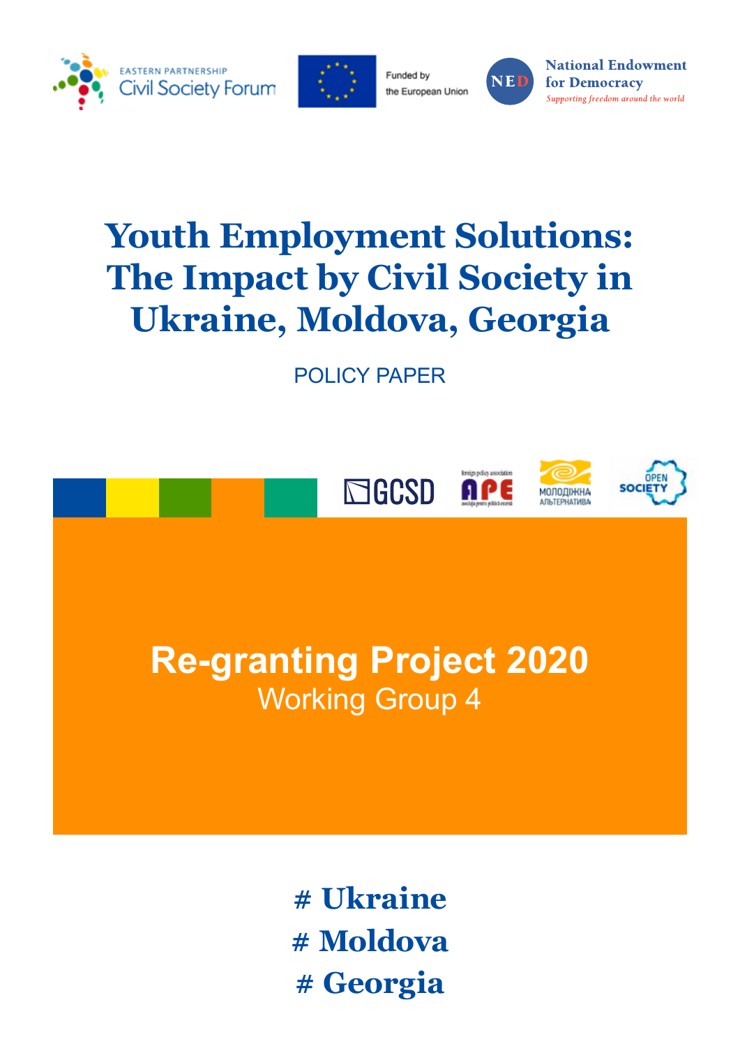EASTERN PARTNERSHIP Civil Society Forum

Funded by the European Union

National Endowment for Democracy
*Supporting freedom around the world*

# Youth Employment Solutions: The Impact by Civil Society in Ukraine, Moldova, Georgia

POLICY PAPER

GCSD

foreign policy association APE

МОЛОДІЖНА АЛЬТЕРНАТИВА

OPEN SOCIETY

## Re-granting Project 2020

Working Group 4

**# Ukraine**
**# Moldova**
**# Georgia**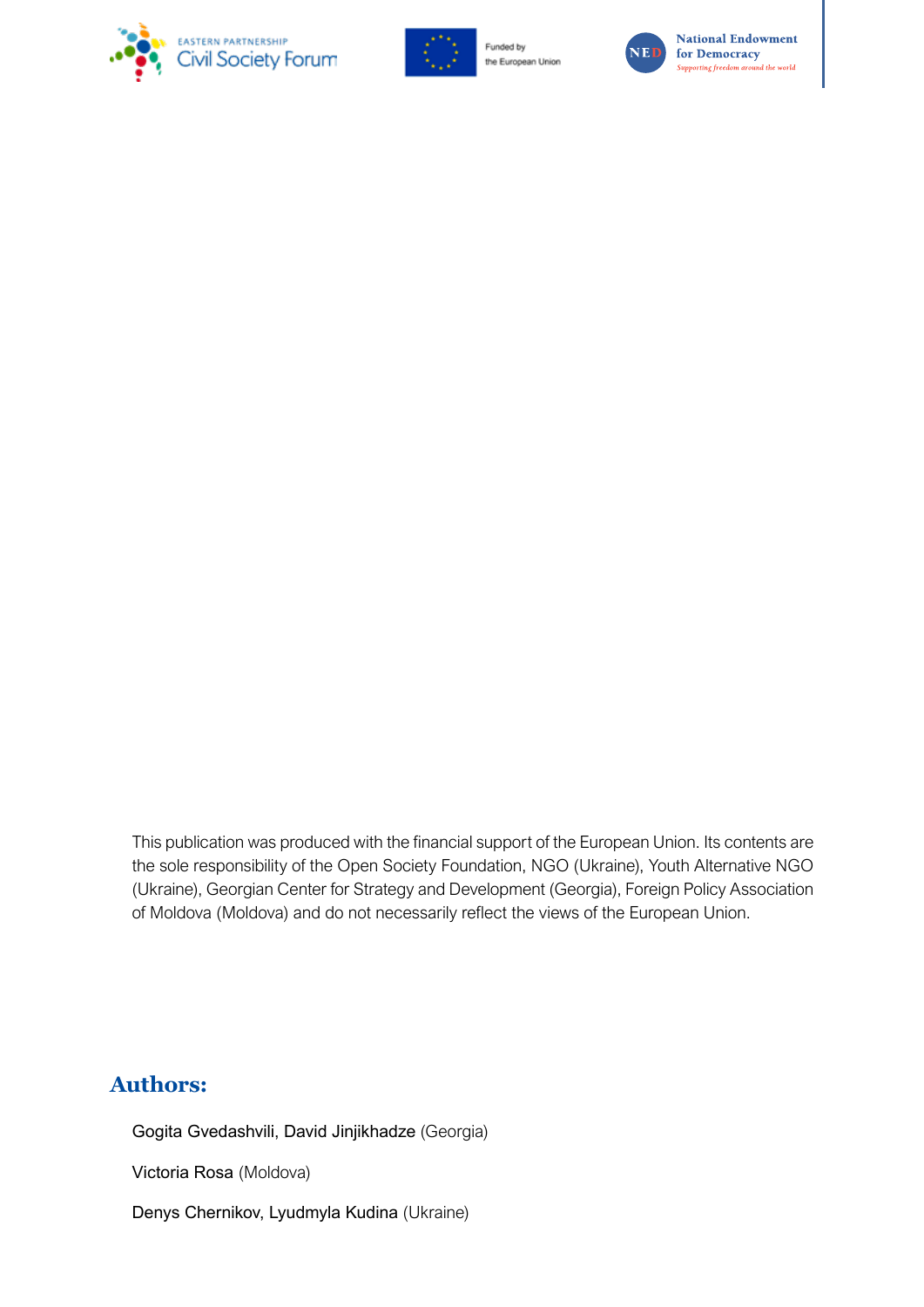EASTERN PARTNERSHIP Civil Society Forum

Funded by the European Union

National Endowment for Democracy
*Supporting freedom around the world*

This publication was produced with the financial support of the European Union. Its contents are the sole responsibility of the Open Society Foundation, NGO (Ukraine), Youth Alternative NGO (Ukraine), Georgian Center for Strategy and Development (Georgia), Foreign Policy Association of Moldova (Moldova) and do not necessarily reflect the views of the European Union.

## Authors:

Gogita Gvedashvili, David Jinjikhadze (Georgia)

Victoria Rosa (Moldova)

Denys Chernikov, Lyudmyla Kudina (Ukraine)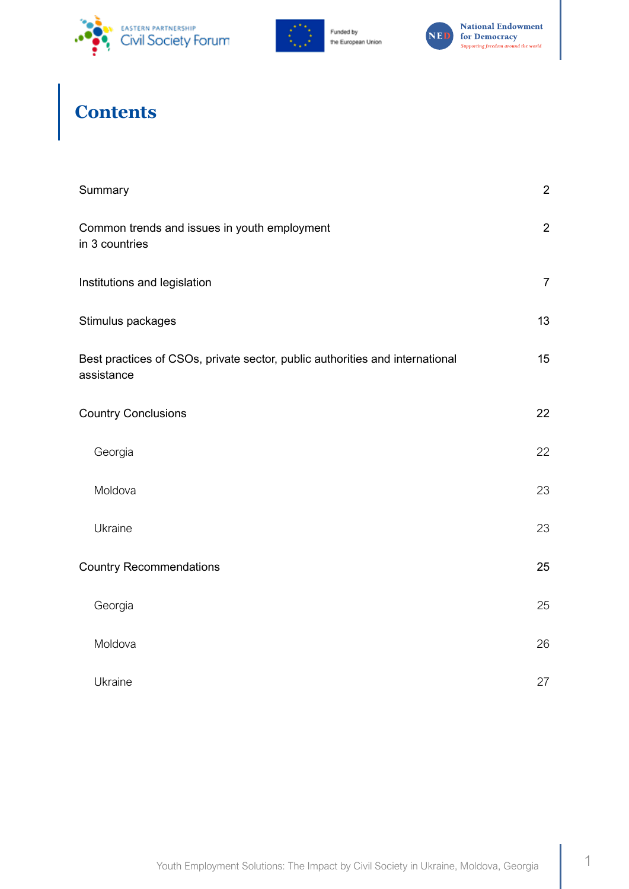# Contents

| | |
|---|---|
| Summary | 2 |
| Common trends and issues in youth employment in 3 countries | 2 |
| Institutions and legislation | 7 |
| Stimulus packages | 13 |
| Best practices of CSOs, private sector, public authorities and international assistance | 15 |
| Country Conclusions | 22 |
| Georgia | 22 |
| Moldova | 23 |
| Ukraine | 23 |
| Country Recommendations | 25 |
| Georgia | 25 |
| Moldova | 26 |
| Ukraine | 27 |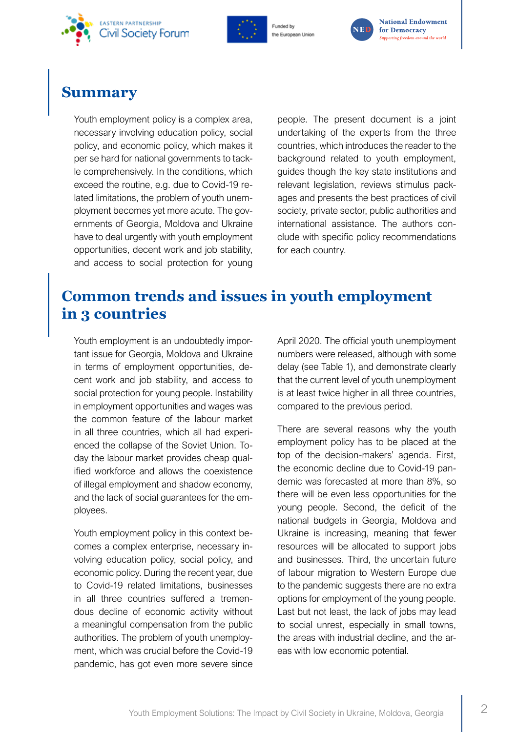## Summary

Youth employment policy is a complex area, necessary involving education policy, social policy, and economic policy, which makes it per se hard for national governments to tackle comprehensively. In the conditions, which exceed the routine, e.g. due to Covid-19 related limitations, the problem of youth unemployment becomes yet more acute. The governments of Georgia, Moldova and Ukraine have to deal urgently with youth employment opportunities, decent work and job stability, and access to social protection for young people. The present document is a joint undertaking of the experts from the three countries, which introduces the reader to the background related to youth employment, guides though the key state institutions and relevant legislation, reviews stimulus packages and presents the best practices of civil society, private sector, public authorities and international assistance. The authors conclude with specific policy recommendations for each country.

## Common trends and issues in youth employment in 3 countries

Youth employment is an undoubtedly important issue for Georgia, Moldova and Ukraine in terms of employment opportunities, decent work and job stability, and access to social protection for young people. Instability in employment opportunities and wages was the common feature of the labour market in all three countries, which all had experienced the collapse of the Soviet Union. Today the labour market provides cheap qualified workforce and allows the coexistence of illegal employment and shadow economy, and the lack of social guarantees for the employees.

Youth employment policy in this context becomes a complex enterprise, necessary involving education policy, social policy, and economic policy. During the recent year, due to Covid-19 related limitations, businesses in all three countries suffered a tremendous decline of economic activity without a meaningful compensation from the public authorities. The problem of youth unemployment, which was crucial before the Covid-19 pandemic, has got even more severe since April 2020. The official youth unemployment numbers were released, although with some delay (see Table 1), and demonstrate clearly that the current level of youth unemployment is at least twice higher in all three countries, compared to the previous period.

There are several reasons why the youth employment policy has to be placed at the top of the decision-makers' agenda. First, the economic decline due to Covid-19 pandemic was forecasted at more than 8%, so there will be even less opportunities for the young people. Second, the deficit of the national budgets in Georgia, Moldova and Ukraine is increasing, meaning that fewer resources will be allocated to support jobs and businesses. Third, the uncertain future of labour migration to Western Europe due to the pandemic suggests there are no extra options for employment of the young people. Last but not least, the lack of jobs may lead to social unrest, especially in small towns, the areas with industrial decline, and the areas with low economic potential.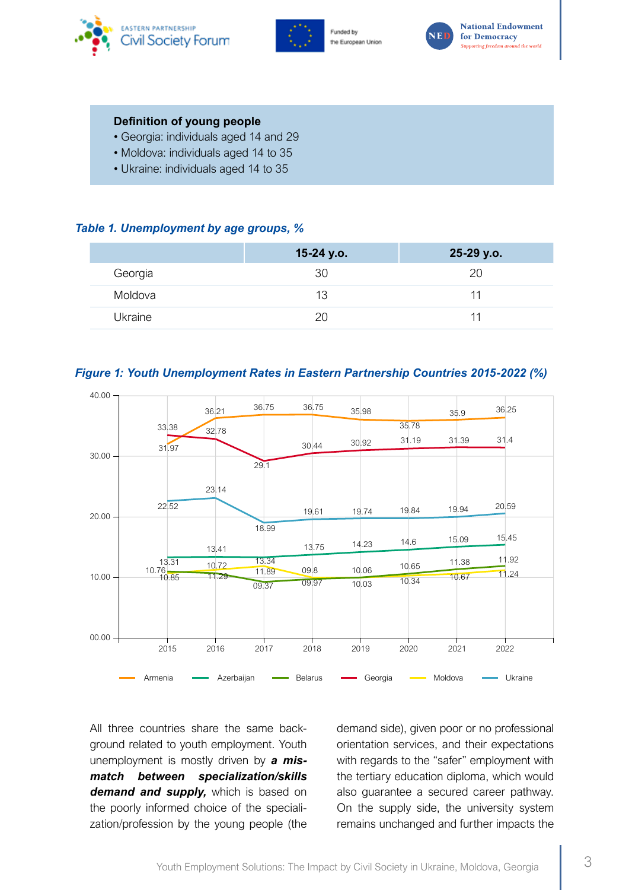**Definition of young people**

- Georgia: individuals aged 14 and 29
- Moldova: individuals aged 14 to 35
- Ukraine: individuals aged 14 to 35

***Table 1. Unemployment by age groups, %***

| | 15-24 y.o. | 25-29 y.o. |
|---|---|---|
| Georgia | 30 | 20 |
| Moldova | 13 | 11 |
| Ukraine | 20 | 11 |

***Figure 1: Youth Unemployment Rates in Eastern Partnership Countries 2015-2022 (%)***

All three countries share the same background related to youth employment. Youth unemployment is mostly driven by ***a mismatch between specialization/skills demand and supply,*** which is based on the poorly informed choice of the specialization/profession by the young people (the demand side), given poor or no professional orientation services, and their expectations with regards to the "safer" employment with the tertiary education diploma, which would also guarantee a secured career pathway. On the supply side, the university system remains unchanged and further impacts the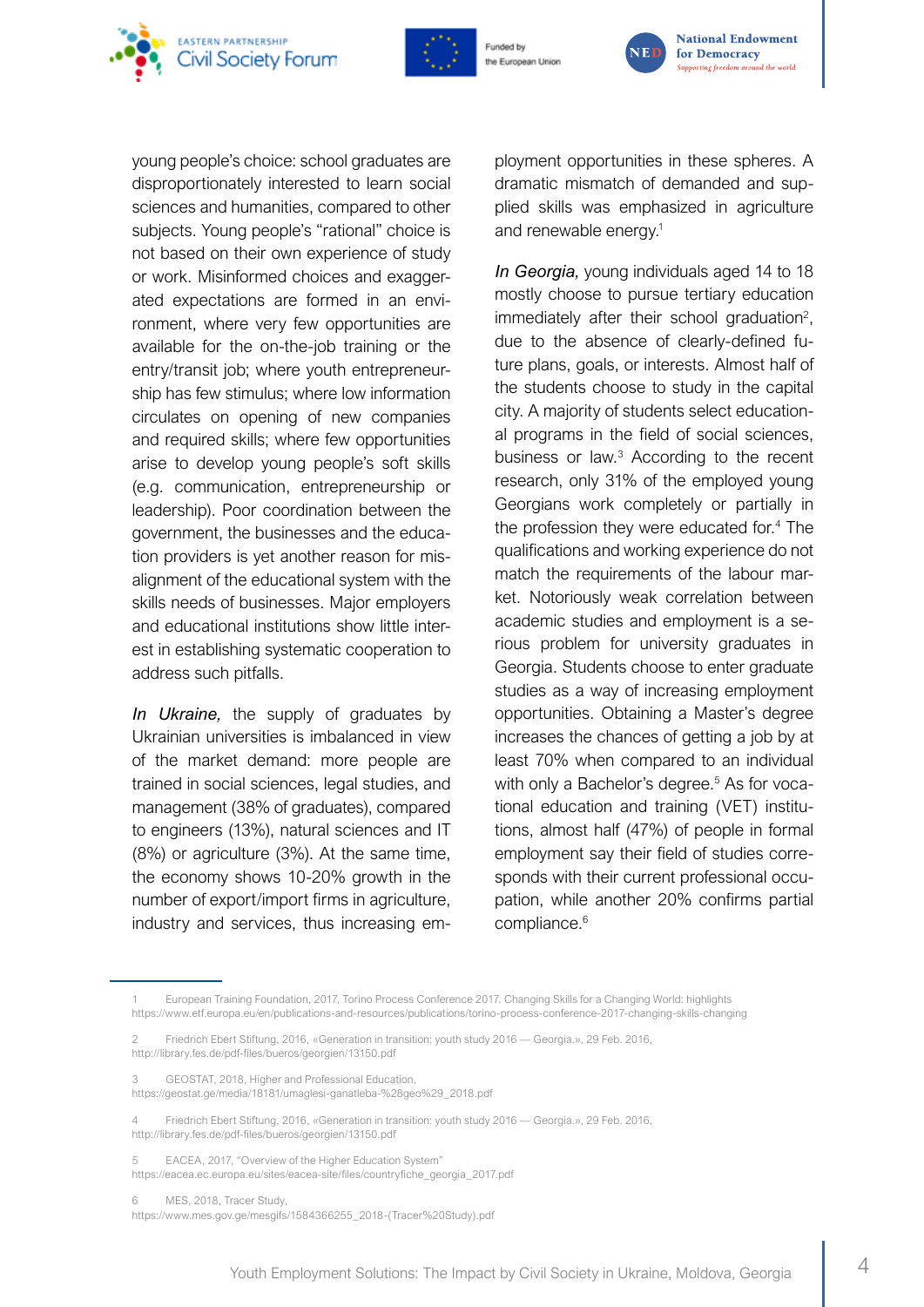young people's choice: school graduates are disproportionately interested to learn social sciences and humanities, compared to other subjects. Young people's "rational" choice is not based on their own experience of study or work. Misinformed choices and exaggerated expectations are formed in an environment, where very few opportunities are available for the on-the-job training or the entry/transit job; where youth entrepreneurship has few stimulus; where low information circulates on opening of new companies and required skills; where few opportunities arise to develop young people's soft skills (e.g. communication, entrepreneurship or leadership). Poor coordination between the government, the businesses and the education providers is yet another reason for misalignment of the educational system with the skills needs of businesses. Major employers and educational institutions show little interest in establishing systematic cooperation to address such pitfalls.

*In Ukraine,* the supply of graduates by Ukrainian universities is imbalanced in view of the market demand: more people are trained in social sciences, legal studies, and management (38% of graduates), compared to engineers (13%), natural sciences and IT (8%) or agriculture (3%). At the same time, the economy shows 10-20% growth in the number of export/import firms in agriculture, industry and services, thus increasing employment opportunities in these spheres. A dramatic mismatch of demanded and supplied skills was emphasized in agriculture and renewable energy.[1]

*In Georgia,* young individuals aged 14 to 18 mostly choose to pursue tertiary education immediately after their school graduation[2], due to the absence of clearly-defined future plans, goals, or interests. Almost half of the students choose to study in the capital city. A majority of students select educational programs in the field of social sciences, business or law.[3] According to the recent research, only 31% of the employed young Georgians work completely or partially in the profession they were educated for.[4] The qualifications and working experience do not match the requirements of the labour market. Notoriously weak correlation between academic studies and employment is a serious problem for university graduates in Georgia. Students choose to enter graduate studies as a way of increasing employment opportunities. Obtaining a Master's degree increases the chances of getting a job by at least 70% when compared to an individual with only a Bachelor's degree.[5] As for vocational education and training (VET) institutions, almost half (47%) of people in formal employment say their field of studies corresponds with their current professional occupation, while another 20% confirms partial compliance.[6]

---

1 European Training Foundation, 2017, Torino Process Conference 2017. Changing Skills for a Changing World: highlights https://www.etf.europa.eu/en/publications-and-resources/publications/torino-process-conference-2017-changing-skills-changing

2 Friedrich Ebert Stiftung, 2016, «Generation in transition: youth study 2016 — Georgia.», 29 Feb. 2016, http://library.fes.de/pdf-files/bueros/georgien/13150.pdf

3 GEOSTAT, 2018, Higher and Professional Education, https://geostat.ge/media/18181/umaglesi-ganatleba-%28geo%29_2018.pdf

4 Friedrich Ebert Stiftung, 2016, «Generation in transition: youth study 2016 — Georgia.», 29 Feb. 2016, http://library.fes.de/pdf-files/bueros/georgien/13150.pdf

5 EACEA, 2017, "Overview of the Higher Education System" https://eacea.ec.europa.eu/sites/eacea-site/files/countryfiche_georgia_2017.pdf

6 MES, 2018, Tracer Study, https://www.mes.gov.ge/mesgifs/1584366255_2018-(Tracer%20Study).pdf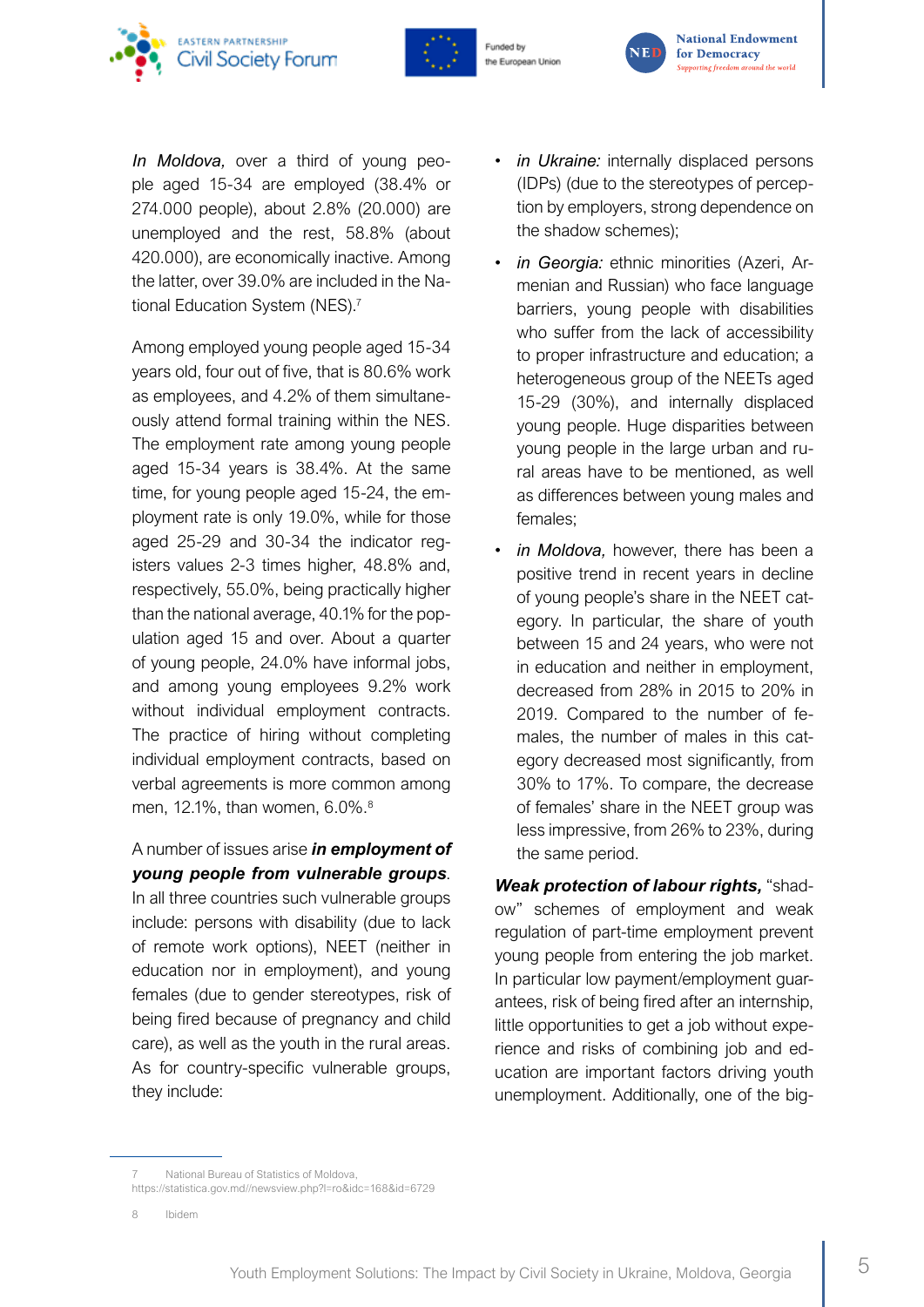*In Moldova,* over a third of young people aged 15-34 are employed (38.4% or 274.000 people), about 2.8% (20.000) are unemployed and the rest, 58.8% (about 420.000), are economically inactive. Among the latter, over 39.0% are included in the National Education System (NES).[7]

Among employed young people aged 15-34 years old, four out of five, that is 80.6% work as employees, and 4.2% of them simultaneously attend formal training within the NES. The employment rate among young people aged 15-34 years is 38.4%. At the same time, for young people 15-24, the employment rate is only 19.0%, while for those aged 25-29 and 30-34 the indicator registers values 2-3 times higher, 48.8% and, respectively, 55.0%, being practically higher than the national average, 40.1% for the population aged 15 and over. About a quarter of young people, 24.0% have informal jobs, and among young employees 9.2% work without individual employment contracts. The practice of hiring without completing individual employment contracts, based on verbal agreements is more common among men, 12.1%, than women, 6.0%.[8]

A number of issues arise ***in employment of young people from vulnerable groups***. In all three countries such vulnerable groups include: persons with disability (due to lack of remote work options), NEET (neither in education nor in employment), and young females (due to gender stereotypes, risk of being fired because of pregnancy and child care), as well as the youth in the rural areas. As for country-specific vulnerable groups, they include:

- *in Ukraine:* internally displaced persons (IDPs) (due to the stereotypes of perception by employers, strong dependence on the shadow schemes);
- *in Georgia:* ethnic minorities (Azeri, Armenian and Russian) who face language barriers, young people with disabilities who suffer from the lack of accessibility to proper infrastructure and education; a heterogeneous group of the NEETs aged 15-29 (30%), and internally displaced young people. Huge disparities between young people in the large urban and rural areas have to be mentioned, as well as differences between young males and females;
- *in Moldova,* however, there has been a positive trend in recent years in decline of young people's share in the NEET category. In particular, the share of youth between 15 and 24 years, who were not in education and neither in employment, decreased from 28% in 2015 to 20% in 2019. Compared to the number of females, the number of males in this category decreased most significantly, from 30% to 17%. To compare, the decrease of females' share in the NEET group was less impressive, from 26% to 23%, during the same period.

***Weak protection of labour rights,*** "shadow" schemes of employment and weak regulation of part-time employment prevent young people from entering the job market. In particular low payment/employment guarantees, risk of being fired after an internship, little opportunities to get a job without experience and risks of combining job and education are important factors driving youth unemployment. Additionally, one of the big-

---

7 National Bureau of Statistics of Moldova, https://statistica.gov.md//newsview.php?l=ro&idc=168&id=6729

8 Ibidem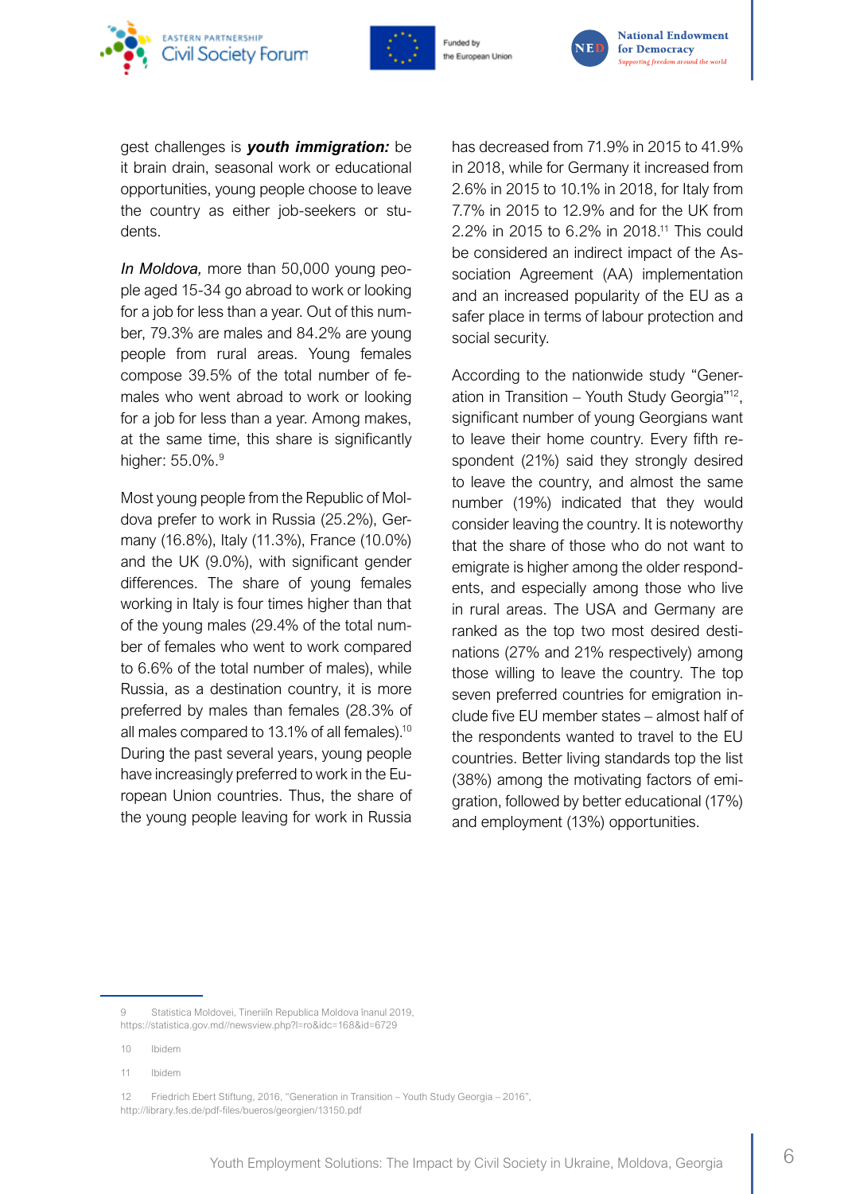gest challenges is ***youth immigration:*** be it brain drain, seasonal work or educational opportunities, young people choose to leave the country as either job-seekers or students.

*In Moldova,* more than 50,000 young people aged 15-34 go abroad to work or looking for a job for less than a year. Out of this number, 79.3% are males and 84.2% are young people from rural areas. Young females compose 39.5% of the total number of females who went abroad to work or looking for a job for less than a year. Among makes, at the same time, this share is significantly higher: 55.0%.[9]

Most young people from the Republic of Moldova prefer to work in Russia (25.2%), Germany (16.8%), Italy (11.3%), France (10.0%) and the UK (9.0%), with significant gender differences. The share of young females working in Italy is four times higher than that of the young males (29.4% of the total number of females who went to work compared to 6.6% of the total number of males), while Russia, as a destination country, it is more preferred by males than females (28.3% of all males compared to 13.1% of all females).[10] During the past several years, young people have increasingly preferred to work in the European Union countries. Thus, the share of the young people leaving for work in Russia has decreased from 71.9% in 2015 to 41.9% in 2018, while for Germany it increased from 2.6% in 2015 to 10.1% in 2018, for Italy from 7.7% in 2015 to 12.9% and for the UK from 2.2% in 2015 to 6.2% in 2018.[11] This could be considered an indirect impact of the Association Agreement (AA) implementation and an increased popularity of the EU as a safer place in terms of labour protection and social security.

According to the nationwide study "Generation in Transition – Youth Study Georgia"[12], significant number of young Georgians want to leave their home country. Every fifth respondent (21%) said they strongly desired to leave the country, and almost the same number (19%) indicated that they would consider leaving the country. It is noteworthy that the share of those who do not want to emigrate is higher among the older respondents, and especially among those who live in rural areas. The USA and Germany are ranked as the top two most desired destinations (27% and 21% respectively) among those willing to leave the country. The top seven preferred countries for emigration include five EU member states – almost half of the respondents wanted to travel to the EU countries. Better living standards top the list (38%) among the motivating factors of emigration, followed by better educational (17%) and employment (13%) opportunities.

---

9 Statistica Moldovei, Tinerii în Republica Moldova în anul 2019, https://statistica.gov.md//newsview.php?l=ro&idc=168&id=6729

10 Ibidem

11 Ibidem

12 Friedrich Ebert Stiftung, 2016, "Generation in Transition – Youth Study Georgia – 2016", http://library.fes.de/pdf-files/bueros/georgien/13150.pdf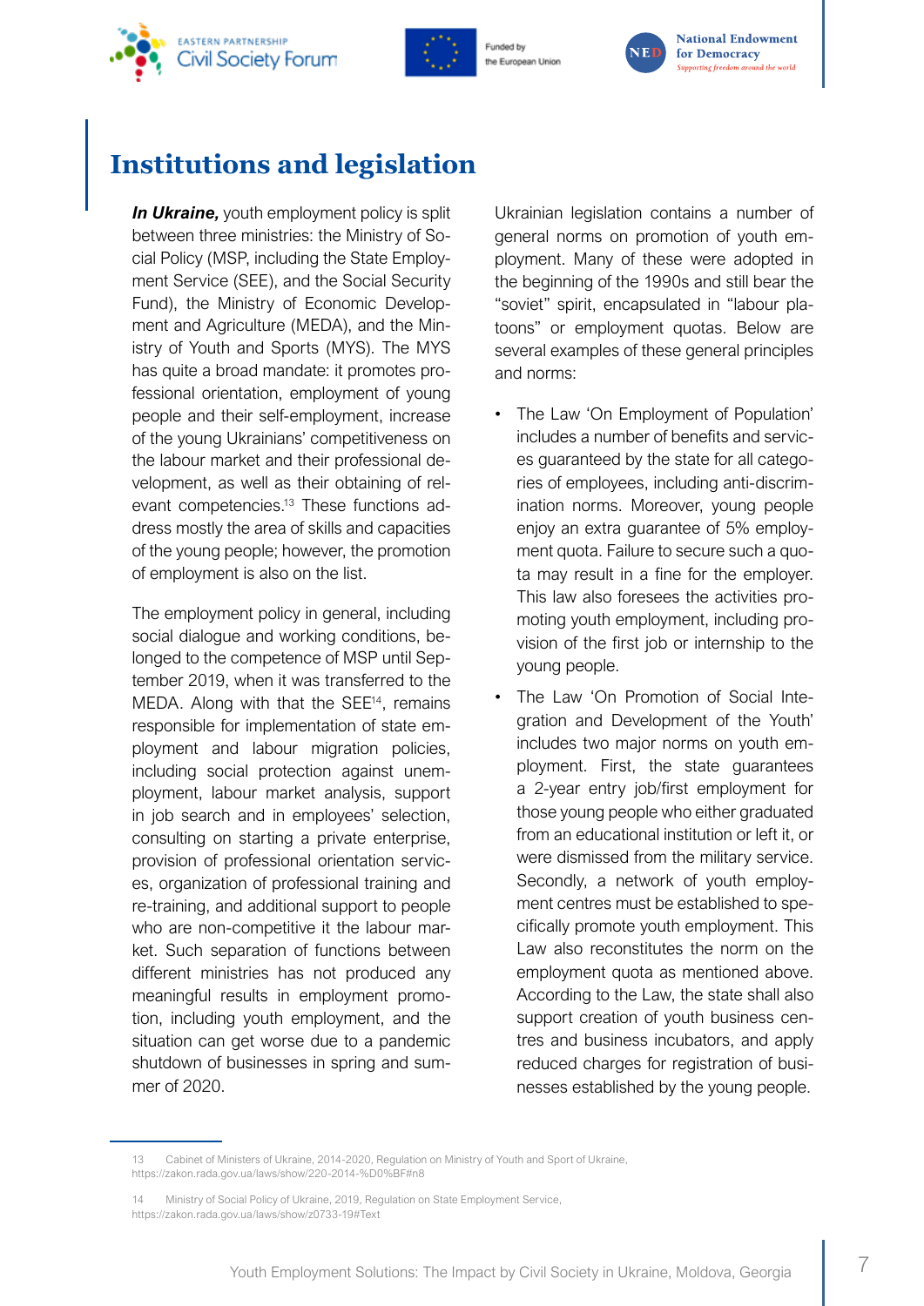## Institutions and legislation

***In Ukraine,*** youth employment policy is split between three ministries: the Ministry of Social Policy (MSP, including the State Employment Service (SEE), and the Social Security Fund), the Ministry of Economic Development and Agriculture (MEDA), and the Ministry of Youth and Sports (MYS). The MYS has quite a broad mandate: it promotes professional orientation, employment of young people and their self-employment, increase of the young Ukrainians' competitiveness on the labour market and their professional development, as well as their obtaining of relevant competencies.[13] These functions address mostly the area of skills and capacities of the young people; however, the promotion of employment is also on the list.

The employment policy in general, including social dialogue and working conditions, belonged to the competence of MSP until September 2019, when it was transferred to the MEDA. Along with that the SEE[14], remains responsible for implementation of state employment and labour migration policies, including social protection against unemployment, labour market analysis, support in job search and in employees' selection, consulting on starting a private enterprise, provision of professional orientation services, organization of professional training and re-training, and additional support to people who are non-competitive it the labour market. Such separation of functions between different ministries has not produced any meaningful results in employment promotion, including youth employment, and the situation can get worse due to a pandemic shutdown of businesses in spring and summer of 2020.

Ukrainian legislation contains a number of general norms on promotion of youth employment. Many of these were adopted in the beginning of the 1990s and still bear the "soviet" spirit, encapsulated in "labour platoons" or employment quotas. Below are several examples of these general principles and norms:

- The Law 'On Employment of Population' includes a number of benefits and services guaranteed by the state for all categories of employees, including anti-discrimination norms. Moreover, young people enjoy an extra guarantee of 5% employment quota. Failure to secure such a quota may result in a fine for the employer. This law also foresees the activities promoting youth employment, including provision of the first job or internship to the young people.
- The Law 'On Promotion of Social Integration and Development of the Youth' includes two major norms on youth employment. First, the state guarantees a 2-year entry job/first employment for those young people who either graduated from an educational institution or left it, or were dismissed from the military service. Secondly, a network of youth employment centres must be established to specifically promote youth employment. This Law also reconstitutes the norm on the employment quota as mentioned above. According to the Law, the state shall also support creation of youth business centres and business incubators, and apply reduced charges for registration of businesses established by the young people.

---

13 Cabinet of Ministers of Ukraine, 2014-2020, Regulation on Ministry of Youth and Sport of Ukraine, https://zakon.rada.gov.ua/laws/show/220-2014-%D0%BF#n8

14 Ministry of Social Policy of Ukraine, 2019, Regulation on State Employment Service, https://zakon.rada.gov.ua/laws/show/z0733-19#Text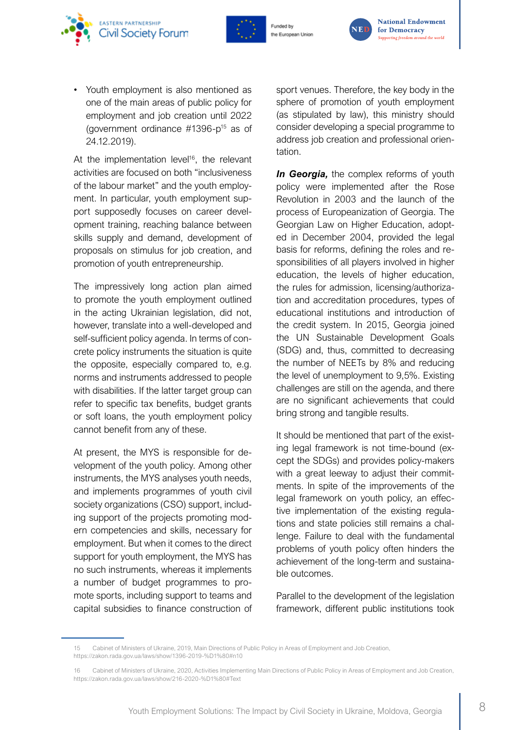- Youth employment is also mentioned as one of the main areas of public policy for employment and job creation until 2022 (government ordinance #1396-р[15] as of 24.12.2019).

At the implementation level[16], the relevant activities are focused on both "inclusiveness of the labour market" and the youth employment. In particular, youth employment support supposedly focuses on career development training, reaching balance between skills supply and demand, development of proposals on stimulus for job creation, and promotion of youth entrepreneurship.

The impressively long action plan aimed to promote the youth employment outlined in the acting Ukrainian legislation, did not, however, translate into a well-developed and self-sufficient policy agenda. In terms of concrete policy instruments the situation is quite the opposite, especially compared to, e.g. norms and instruments addressed to people with disabilities. If the latter target group can refer to specific tax benefits, budget grants or soft loans, the youth employment policy cannot benefit from any of these.

At present, the MYS is responsible for development of the youth policy. Among other instruments, the MYS analyses youth needs, and implements programmes of youth civil society organizations (CSO) support, including support of the projects promoting modern competencies and skills, necessary for employment. But when it comes to the direct support for youth employment, the MYS has no such instruments, whereas it implements a number of budget programmes to promote sports, including support to teams and capital subsidies to finance construction of sport venues. Therefore, the key body in the sphere of promotion of youth employment (as stipulated by law), this ministry should consider developing a special programme to address job creation and professional orientation.

***In Georgia,*** the complex reforms of youth policy were implemented after the Rose Revolution in 2003 and the launch of the process of Europeanization of Georgia. The Georgian Law on Higher Education, adopted in December 2004, provided the legal basis for reforms, defining the roles and responsibilities of all players involved in higher education, the levels of higher education, the rules for admission, licensing/authorization and accreditation procedures, types of educational institutions and introduction of the credit system. In 2015, Georgia joined the UN Sustainable Development Goals (SDG) and, thus, committed to decreasing the number of NEETs by 8% and reducing the level of unemployment to 9,5%. Existing challenges are still on the agenda, and there are no significant achievements that could bring strong and tangible results.

It should be mentioned that part of the existing legal framework is not time-bound (except the SDGs) and provides policy-makers with a great leeway to adjust their commitments. In spite of the improvements of the legal framework on youth policy, an effective implementation of the existing regulations and state policies still remains a challenge. Failure to deal with the fundamental problems of youth policy often hinders the achievement of the long-term and sustainable outcomes.

Parallel to the development of the legislation framework, different public institutions took

---

15 Cabinet of Ministers of Ukraine, 2019, Main Directions of Public Policy in Areas of Employment and Job Creation, https://zakon.rada.gov.ua/laws/show/1396-2019-%D1%80#n10

16 Cabinet of Ministers of Ukraine, 2020, Activities Implementing Main Directions of Public Policy in Areas of Employment and Job Creation, https://zakon.rada.gov.ua/laws/show/216-2020-%D1%80#Text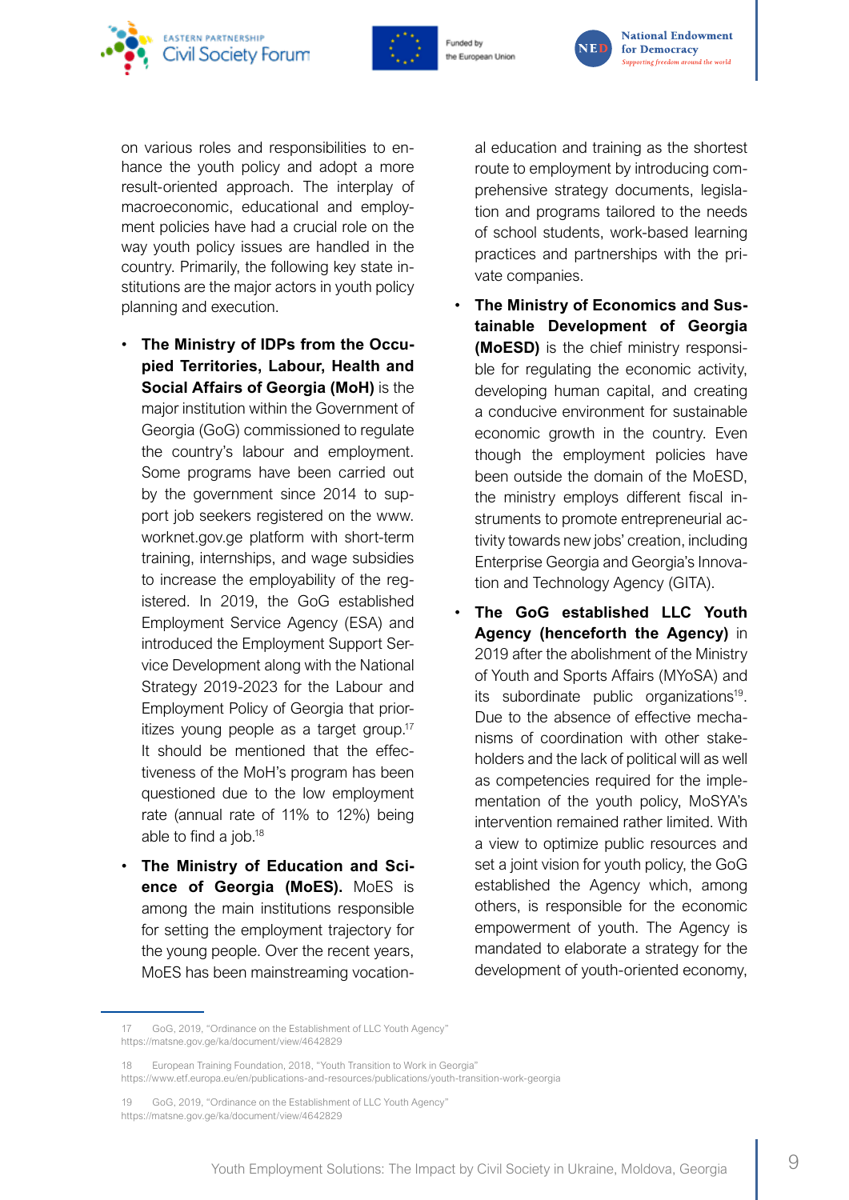on various roles and responsibilities to enhance the youth policy and adopt a more result-oriented approach. The interplay of macroeconomic, educational and employment policies have had a crucial role on the way youth policy issues are handled in the country. Primarily, the following key state institutions are the major actors in youth policy planning and execution.

- **The Ministry of IDPs from the Occupied Territories, Labour, Health and Social Affairs of Georgia (MoH)** is the major institution within the Government of Georgia (GoG) commissioned to regulate the country's labour and employment. Some programs have been carried out by the government since 2014 to support job seekers registered on the www.worknet.gov.ge platform with short-term training, internships, and wage subsidies to increase the employability of the registered. In 2019, the GoG established Employment Service Agency (ESA) and introduced the Employment Support Service Development along with the National Strategy 2019-2023 for the Labour and Employment Policy of Georgia that prioritizes young people as a target group.[17] It should be mentioned that the effectiveness of the MoH's program has been questioned due to the low employment rate (annual rate of 11% to 12%) being able to find a job.[18]
- **The Ministry of Education and Science of Georgia (MoES).** MoES is among the main institutions responsible for setting the employment trajectory for the young people. Over the recent years, MoES has been mainstreaming vocational education and training as the shortest route to employment by introducing comprehensive strategy documents, legislation and programs tailored to the needs of school students, work-based learning practices and partnerships with the private companies.
- **The Ministry of Economics and Sustainable Development of Georgia (MoESD)** is the chief ministry responsible for regulating the economic activity, developing human capital, and creating a conducive environment for sustainable economic growth in the country. Even though the employment policies have been outside the domain of the MoESD, the ministry employs different fiscal instruments to promote entrepreneurial activity towards new jobs' creation, including Enterprise Georgia and Georgia's Innovation and Technology Agency (GITA).
- **The GoG established LLC Youth Agency (henceforth the Agency)** in 2019 after the abolishment of the Ministry of Youth and Sports Affairs (MYoSA) and its subordinate public organizations[19]. Due to the absence of effective mechanisms of coordination with other stakeholders and the lack of political will as well as competencies required for the implementation of the youth policy, MoSYA's intervention remained rather limited. With a view to optimize public resources and set a joint vision for youth policy, the GoG established the Agency which, among others, is responsible for the economic empowerment of youth. The Agency is mandated to elaborate a strategy for the development of youth-oriented economy,

---

17 GoG, 2019, "Ordinance on the Establishment of LLC Youth Agency" https://matsne.gov.ge/ka/document/view/4642829

18 European Training Foundation, 2018, "Youth Transition to Work in Georgia" https://www.etf.europa.eu/en/publications-and-resources/publications/youth-transition-work-georgia

19 GoG, 2019, "Ordinance on the Establishment of LLC Youth Agency" https://matsne.gov.ge/ka/document/view/4642829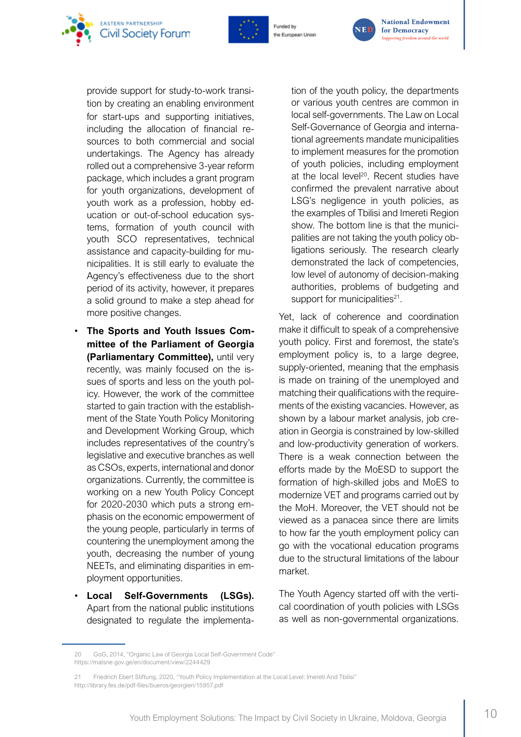provide support for study-to-work transition by creating an enabling environment for start-ups and supporting initiatives, including the allocation of financial resources to both commercial and social undertakings. The Agency has already rolled out a comprehensive 3-year reform package, which includes a grant program for youth organizations, development of youth work as a profession, hobby education or out-of-school education systems, formation of youth council with youth SCO representatives, technical assistance and capacity-building for municipalities. It is still early to evaluate the Agency's effectiveness due to the short period of its activity, however, it prepares a solid ground to make a step ahead for more positive changes.

- **The Sports and Youth Issues Committee of the Parliament of Georgia (Parliamentary Committee),** until very recently, was mainly focused on the issues of sports and less on the youth policy. However, the work of the committee started to gain traction with the establishment of the State Youth Policy Monitoring and Development Working Group, which includes representatives of the country's legislative and executive branches as well as CSOs, experts, international and donor organizations. Currently, the committee is working on a new Youth Policy Concept for 2020-2030 which puts a strong emphasis on the economic empowerment of the young people, particularly in terms of countering the unemployment among the youth, decreasing the number of young NEETs, and eliminating disparities in employment opportunities.
- **Local Self-Governments (LSGs).** Apart from the national public institutions designated to regulate the implementation of the youth policy, the departments or various youth centres are common in local self-governments. The Law on Local Self-Governance of Georgia and international agreements mandate municipalities to implement measures for the promotion of youth policies, including employment at the local level[20]. Recent studies have confirmed the prevalent narrative about LSG's negligence in youth policies, as the examples of Tbilisi and Imereti Region show. The bottom line is that the municipalities are not taking the youth policy obligations seriously. The research clearly demonstrated the lack of competencies, low level of autonomy of decision-making authorities, problems of budgeting and support for municipalities[21].

Yet, lack of coherence and coordination make it difficult to speak of a comprehensive youth policy. First and foremost, the state's employment policy is, to a large degree, supply-oriented, meaning that the emphasis is made on training of the unemployed and matching their qualifications with the requirements of the existing vacancies. However, as shown by a labour market analysis, job creation in Georgia is constrained by low-skilled and low-productivity generation of workers. There is a weak connection between the efforts made by the MoESD to support the formation of high-skilled jobs and MoES to modernize VET and programs carried out by the MoH. Moreover, the VET should not be viewed as a panacea since there are limits to how far the youth employment policy can go with the vocational education programs due to the structural limitations of the labour market.

The Youth Agency started off with the vertical coordination of youth policies with LSGs as well as non-governmental organizations.

---

20 GoG, 2014, "Organic Law of Georgia Local Self-Government Code" https://matsne.gov.ge/en/document/view/2244429

21 Friedrich Ebert Stiftung, 2020, "Youth Policy Implementation at the Local Level: Imereti And Tbilisi" http://library.fes.de/pdf-files/bueros/georgien/15957.pdf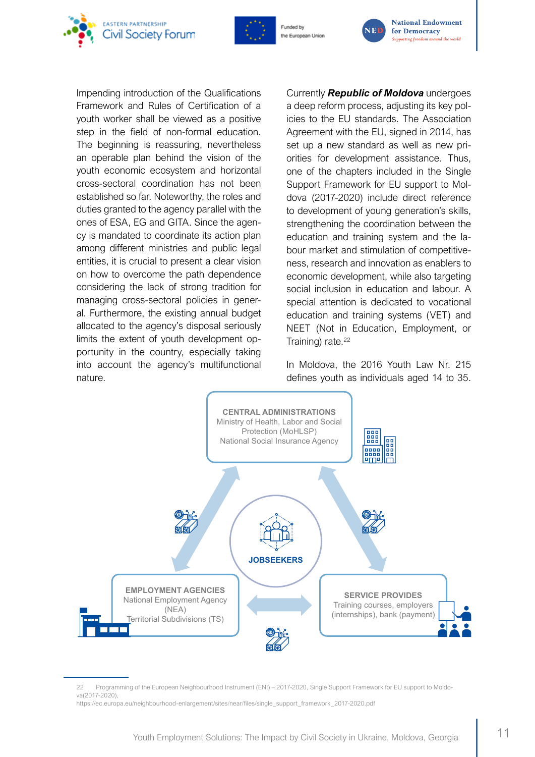Impending introduction of the Qualifications Framework and Rules of Certification of a youth worker shall be viewed as a positive step in the field of non-formal education. The beginning is reassuring, nevertheless an operable plan behind the vision of the youth economic ecosystem and horizontal cross-sectoral coordination has not been established so far. Noteworthy, the roles and duties granted to the agency parallel with the ones of ESA, EG and GITA. Since the agency is mandated to coordinate its action plan among different ministries and public legal entities, it is crucial to present a clear vision on how to overcome the path dependence considering the lack of strong tradition for managing cross-sectoral policies in general. Furthermore, the existing annual budget allocated to the agency's disposal seriously limits the extent of youth development opportunity in the country, especially taking into account the agency's multifunctional nature.

Currently ***Republic of Moldova*** undergoes a deep reform process, adjusting its key policies to the EU standards. The Association Agreement with the EU, signed in 2014, has set up a new standard as well as new priorities for development assistance. Thus, one of the chapters included in the Single Support Framework for EU support to Moldova (2017-2020) include direct reference to development of young generation's skills, strengthening the coordination between the education and training system and the labour market and stimulation of competitiveness, research and innovation as enablers to economic development, while also targeting social inclusion in education and labour. A special attention is dedicated to vocational education and training systems (VET) and NEET (Not in Education, Employment, or Training) rate.[22]

In Moldova, the 2016 Youth Law Nr. 215 defines youth as individuals aged 14 to 35.

**CENTRAL ADMINISTRATIONS**
Ministry of Health, Labor and Social Protection (MoHLSP)
National Social Insurance Agency

**JOBSEEKERS**

**EMPLOYMENT AGENCIES**
National Employment Agency (NEA)
Territorial Subdivisions (TS)

**SERVICE PROVIDES**
Training courses, employers (internships), bank (payment)

22 Programming of the European Neighbourhood Instrument (ENI) – 2017-2020, Single Support Framework for EU support to Moldova(2017-2020),
https://ec.europa.eu/neighbourhood-enlargement/sites/near/files/single_support_framework_2017-2020.pdf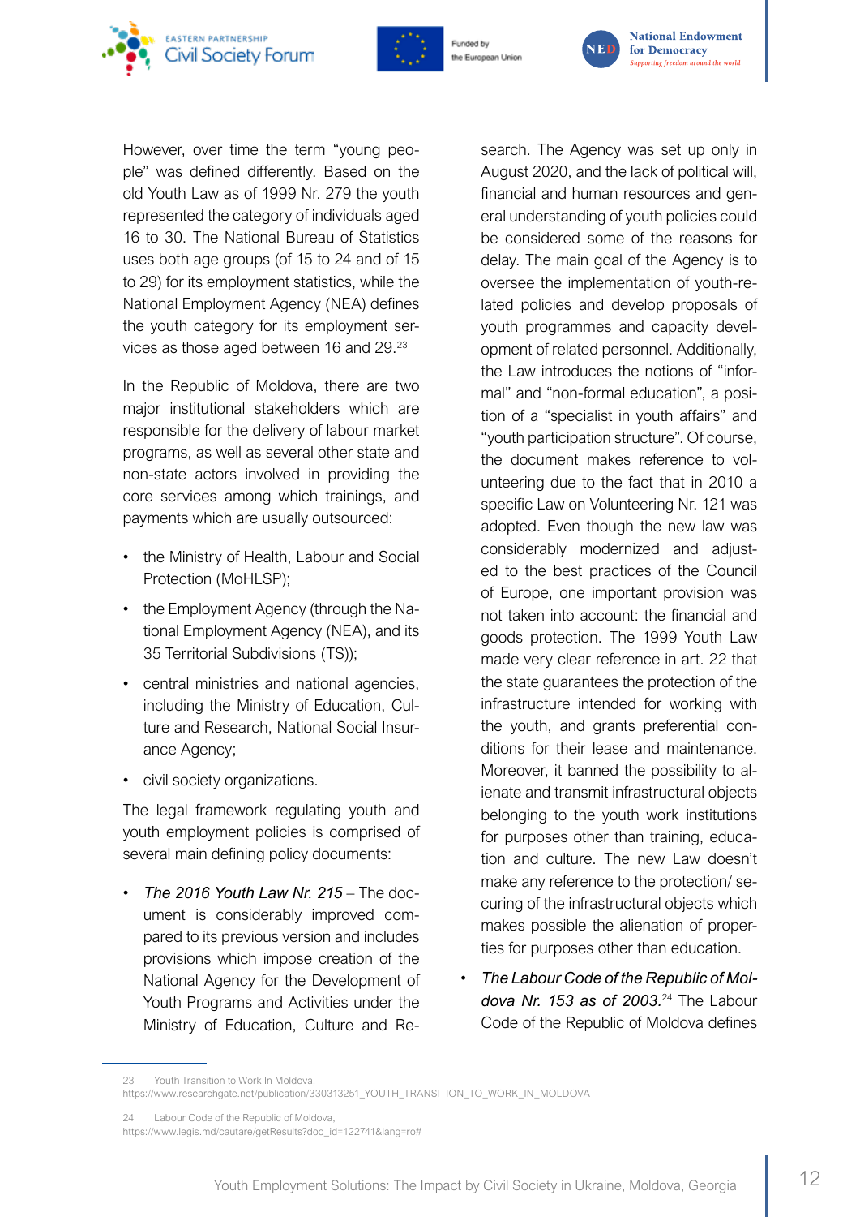However, over time the term "young people" was defined differently. Based on the old Youth Law as of 1999 Nr. 279 the youth represented the category of individuals aged 16 to 30. The National Bureau of Statistics uses both age groups (of 15 to 24 and of 15 to 29) for its employment statistics, while the National Employment Agency (NEA) defines the youth category for its employment services as those aged between 16 and 29.[23]

In the Republic of Moldova, there are two major institutional stakeholders which are responsible for the delivery of labour market programs, as well as several other state and non-state actors involved in providing the core services among which trainings, and payments which are usually outsourced:

- the Ministry of Health, Labour and Social Protection (MoHLSP);
- the Employment Agency (through the National Employment Agency (NEA), and its 35 Territorial Subdivisions (TS));
- central ministries and national agencies, including the Ministry of Education, Culture and Research, National Social Insurance Agency;
- civil society organizations.

The legal framework regulating youth and youth employment policies is comprised of several main defining policy documents:

- *The 2016 Youth Law Nr. 215* – The document is considerably improved compared to its previous version and includes provisions which impose creation of the National Agency for the Development of Youth Programs and Activities under the Ministry of Education, Culture and Research. The Agency was set up only in August 2020, and the lack of political will, financial and human resources and general understanding of youth policies could be considered some of the reasons for delay. The main goal of the Agency is to oversee the implementation of youth-related policies and develop proposals of youth programmes and capacity development of related personnel. Additionally, the Law introduces the notions of "informal" and "non-formal education", a position of a "specialist in youth affairs" and "youth participation structure". Of course, the document makes reference to volunteering due to the fact that in 2010 a specific Law on Volunteering Nr. 121 was adopted. Even though the new law was considerably modernized and adjusted to the best practices of the Council of Europe, one important provision was not taken into account: the financial and goods protection. The 1999 Youth Law made very clear reference in art. 22 that the state guarantees the protection of the infrastructure intended for working with the youth, and grants preferential conditions for their lease and maintenance. Moreover, it banned the possibility to alienate and transmit infrastructural objects belonging to the youth work institutions for purposes other than training, education and culture. The new Law doesn't make any reference to the protection/ securing of the infrastructural objects which makes possible the alienation of properties for purposes other than education.
- *The Labour Code of the Republic of Moldova Nr. 153 as of 2003.*[24] The Labour Code of the Republic of Moldova defines

---

23 Youth Transition to Work In Moldova, https://www.researchgate.net/publication/330313251_YOUTH_TRANSITION_TO_WORK_IN_MOLDOVA

24 Labour Code of the Republic of Moldova, https://www.legis.md/cautare/getResults?doc_id=122741&lang=ro#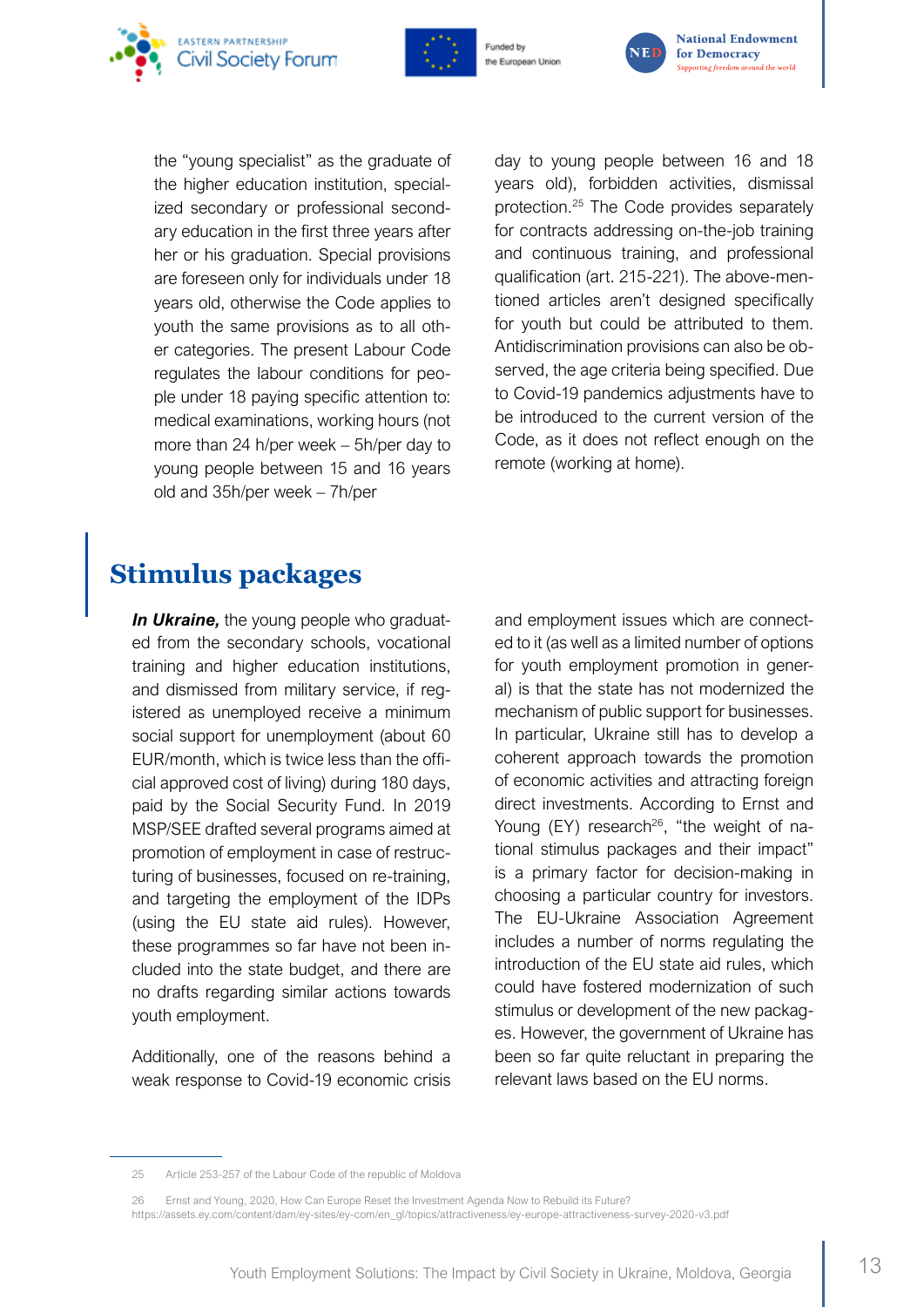the "young specialist" as the graduate of the higher education institution, specialized secondary or professional secondary education in the first three years after her or his graduation. Special provisions are foreseen only for individuals under 18 years old, otherwise the Code applies to youth the same provisions as to all other categories. The present Labour Code regulates the labour conditions for people under 18 paying specific attention to: medical examinations, working hours (not more than 24 h/per week – 5h/per day to young people between 15 and 16 years old and 35h/per week – 7h/per day to young people between 16 and 18 years old), forbidden activities, dismissal protection.[25] The Code provides separately for contracts addressing on-the-job training and continuous training, and professional qualification (art. 215-221). The above-mentioned articles aren't designed specifically for youth but could be attributed to them. Antidiscrimination provisions can also be observed, the age criteria being specified. Due to Covid-19 pandemics adjustments have to be introduced to the current version of the Code, as it does not reflect enough on the remote (working at home).

## Stimulus packages

***In Ukraine,*** the young people who graduated from the secondary schools, vocational training and higher education institutions, and dismissed from military service, if registered as unemployed receive a minimum social support for unemployment (about 60 EUR/month, which is twice less than the official approved cost of living) during 180 days, paid by the Social Security Fund. In 2019 MSP/SEE drafted several programs aimed at promotion of employment in case of restructuring of businesses, focused on re-training, and targeting the employment of the IDPs (using the EU state aid rules). However, these programmes so far have not been included into the state budget, and there are no drafts regarding similar actions towards youth employment.

Additionally, one of the reasons behind a weak response to Covid-19 economic crisis and employment issues which are connected to it (as well as a limited number of options for youth employment promotion in general) is that the state has not modernized the mechanism of public support for businesses. In particular, Ukraine still has to develop a coherent approach towards the promotion of economic activities and attracting foreign direct investments. According to Ernst and Young (EY) research[26], "the weight of national stimulus packages and their impact" is a primary factor for decision-making in choosing a particular country for investors. The EU-Ukraine Association Agreement includes a number of norms regulating the introduction of the EU state aid rules, which could have fostered modernization of such stimulus or development of the new packages. However, the government of Ukraine has been so far quite reluctant in preparing the relevant laws based on the EU norms.

---

25 Article 253-257 of the Labour Code of the republic of Moldova

26 Ernst and Young, 2020, How Can Europe Reset the Investment Agenda Now to Rebuild its Future? https://assets.ey.com/content/dam/ey-sites/ey-com/en_gl/topics/attractiveness/ey-europe-attractiveness-survey-2020-v3.pdf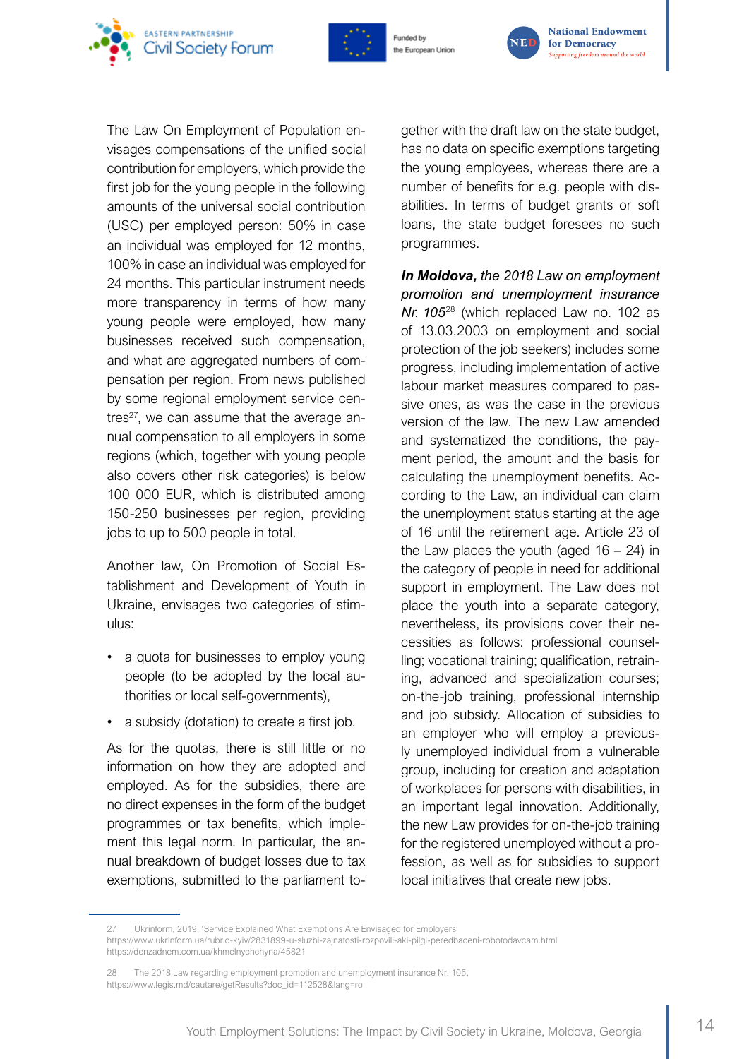The Law On Employment of Population envisages compensations of the unified social contribution for employers, which provide the first job for the young people in the following amounts of the universal social contribution (USC) per employed person: 50% in case an individual was employed for 12 months, 100% in case an individual was employed for 24 months. This particular instrument needs more transparency in terms of how many young people were employed, how many businesses received such compensation, and what are aggregated numbers of compensation per region. From news published by some regional employment service centres[27], we can assume that the average annual compensation to all employers in some regions (which, together with young people also covers other risk categories) is below 100 000 EUR, which is distributed among 150-250 businesses per region, providing jobs to up to 500 people in total.

Another law, On Promotion of Social Establishment and Development of Youth in Ukraine, envisages two categories of stimulus:

- a quota for businesses to employ young people (to be adopted by the local authorities or local self-governments),
- a subsidy (dotation) to create a first job.

As for the quotas, there is still little or no information on how they are adopted and employed. As for the subsidies, there are no direct expenses in the form of the budget programmes or tax benefits, which implement this legal norm. In particular, the annual breakdown of budget losses due to tax exemptions, submitted to the parliament together with the draft law on the state budget, has no data on specific exemptions targeting the young employees, whereas there are a number of benefits for e.g. people with disabilities. In terms of budget grants or soft loans, the state budget foresees no such programmes.

***In Moldova,*** *the 2018 Law on employment promotion and unemployment insurance Nr. 105*[28] (which replaced Law no. 102 as of 13.03.2003 on employment and social protection of the job seekers) includes some progress, including implementation of active labour market measures compared to passive ones, as was the case in the previous version of the law. The new Law amended and systematized the conditions, the payment period, the amount and the basis for calculating the unemployment benefits. According to the Law, an individual can claim the unemployment status starting at the age of 16 until the retirement age. Article 23 of the Law places the youth (aged 16 – 24) in the category of people in need for additional support in employment. The Law does not place the youth into a separate category, nevertheless, its provisions cover their necessities as follows: professional counselling; vocational training; qualification, retraining, advanced and specialization courses; on-the-job training, professional internship and job subsidy. Allocation of subsidies to an employer who will employ a previously unemployed individual from a vulnerable group, including for creation and adaptation of workplaces for persons with disabilities, in an important legal innovation. Additionally, the new Law provides for on-the-job training for the registered unemployed without a profession, as well as for subsidies to support local initiatives that create new jobs.

---

27 Ukrinform, 2019, 'Service Explained What Exemptions Are Envisaged for Employers'
https://www.ukrinform.ua/rubric-kyiv/2831899-u-sluzbi-zajnatosti-rozpovili-aki-pilgi-peredbaceni-robotodavcam.html
https://denzadnem.com.ua/khmelnychchyna/45821

28 The 2018 Law regarding employment promotion and unemployment insurance Nr. 105,
https://www.legis.md/cautare/getResults?doc_id=112528&lang=ro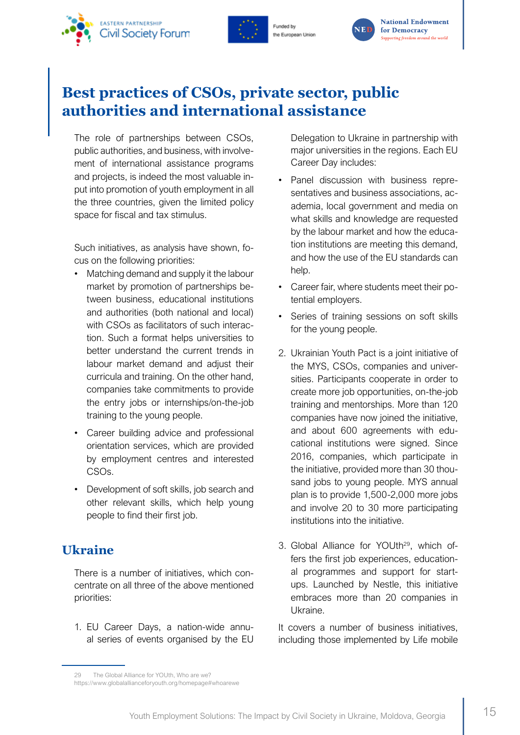# Best practices of CSOs, private sector, public authorities and international assistance

The role of partnerships between CSOs, public authorities, and business, with involvement of international assistance programs and projects, is indeed the most valuable input into promotion of youth employment in all the three countries, given the limited policy space for fiscal and tax stimulus.

Such initiatives, as analysis have shown, focus on the following priorities:

- Matching demand and supply it the labour market by promotion of partnerships between business, educational institutions and authorities (both national and local) with CSOs as facilitators of such interaction. Such a format helps universities to better understand the current trends in labour market demand and adjust their curricula and training. On the other hand, companies take commitments to provide the entry jobs or internships/on-the-job training to the young people.
- Career building advice and professional orientation services, which are provided by employment centres and interested CSOs.
- Development of soft skills, job search and other relevant skills, which help young people to find their first job.

## Ukraine

There is a number of initiatives, which concentrate on all three of the above mentioned priorities:

1. EU Career Days, a nation-wide annual series of events organised by the EU Delegation to Ukraine in partnership with major universities in the regions. Each EU Career Day includes:
   - Panel discussion with business representatives and business associations, academia, local government and media on what skills and knowledge are requested by the labour market and how the education institutions are meeting this demand, and how the use of the EU standards can help.
   - Career fair, where students meet their potential employers.
   - Series of training sessions on soft skills for the young people.
2. Ukrainian Youth Pact is a joint initiative of the MYS, CSOs, companies and universities. Participants cooperate in order to create more job opportunities, on-the-job training and mentorships. More than 120 companies have now joined the initiative, and about 600 agreements with educational institutions were signed. Since 2016, companies, which participate in the initiative, provided more than 30 thousand jobs to young people. MYS annual plan is to provide 1,500-2,000 more jobs and involve 20 to 30 more participating institutions into the initiative.
3. Global Alliance for YOUth[29], which offers the first job experiences, educational programmes and support for start-ups. Launched by Nestle, this initiative embraces more than 20 companies in Ukraine.

It covers a number of business initiatives, including those implemented by Life mobile

29 The Global Alliance for YOUth, Who are we? https://www.globalallianceforyouth.org/homepage#whoarewe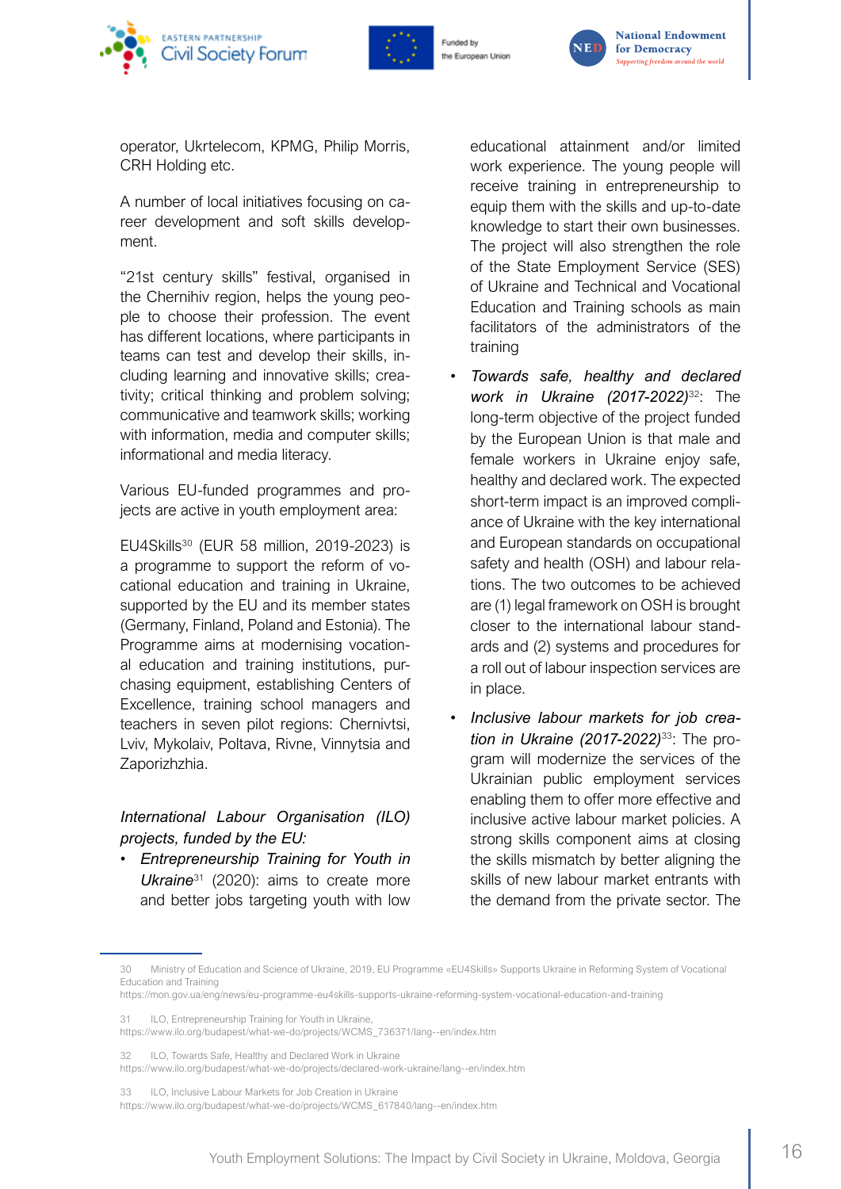operator, Ukrtelecom, KPMG, Philip Morris, CRH Holding etc.

A number of local initiatives focusing on career development and soft skills development.

"21st century skills" festival, organised in the Chernihiv region, helps the young people to choose their profession. The event has different locations, where participants in teams can test and develop their skills, including learning and innovative skills; creativity; critical thinking and problem solving; communicative and teamwork skills; working with information, media and computer skills; informational and media literacy.

Various EU-funded programmes and projects are active in youth employment area:

EU4Skills[30] (EUR 58 million, 2019-2023) is a programme to support the reform of vocational education and training in Ukraine, supported by the EU and its member states (Germany, Finland, Poland and Estonia). The Programme aims at modernising vocational education and training institutions, purchasing equipment, establishing Centers of Excellence, training school managers and teachers in seven pilot regions: Chernivtsi, Lviv, Mykolaiv, Poltava, Rivne, Vinnytsia and Zaporizhzhia.

*International Labour Organisation (ILO) projects, funded by the EU:*

- *Entrepreneurship Training for Youth in Ukraine*[31] (2020): aims to create more and better jobs targeting youth with low educational attainment and/or limited work experience. The young people will receive training in entrepreneurship to equip them with the skills and up-to-date knowledge to start their own businesses. The project will also strengthen the role of the State Employment Service (SES) of Ukraine and Technical and Vocational Education and Training schools as main facilitators of the administrators of the training
- *Towards safe, healthy and declared work in Ukraine (2017-2022)*[32]: The long-term objective of the project funded by the European Union is that male and female workers in Ukraine enjoy safe, healthy and declared work. The expected short-term impact is an improved compliance of Ukraine with the key international and European standards on occupational safety and health (OSH) and labour relations. The two outcomes to be achieved are (1) legal framework on OSH is brought closer to the international labour standards and (2) systems and procedures for a roll out of labour inspection services are in place.
- *Inclusive labour markets for job creation in Ukraine (2017-2022)*[33]: The program will modernize the services of the Ukrainian public employment services enabling them to offer more effective and inclusive active labour market policies. A strong skills component aims at closing the skills mismatch by better aligning the skills of new labour market entrants with the demand from the private sector. The

---

30 Ministry of Education and Science of Ukraine, 2019, EU Programme «EU4Skills» Supports Ukraine in Reforming System of Vocational Education and Training
https://mon.gov.ua/eng/news/eu-programme-eu4skills-supports-ukraine-reforming-system-vocational-education-and-training

31 ILO, Entrepreneurship Training for Youth in Ukraine,
https://www.ilo.org/budapest/what-we-do/projects/WCMS_736371/lang--en/index.htm

32 ILO, Towards Safe, Healthy and Declared Work in Ukraine
https://www.ilo.org/budapest/what-we-do/projects/declared-work-ukraine/lang--en/index.htm

33 ILO, Inclusive Labour Markets for Job Creation in Ukraine
https://www.ilo.org/budapest/what-we-do/projects/WCMS_617840/lang--en/index.htm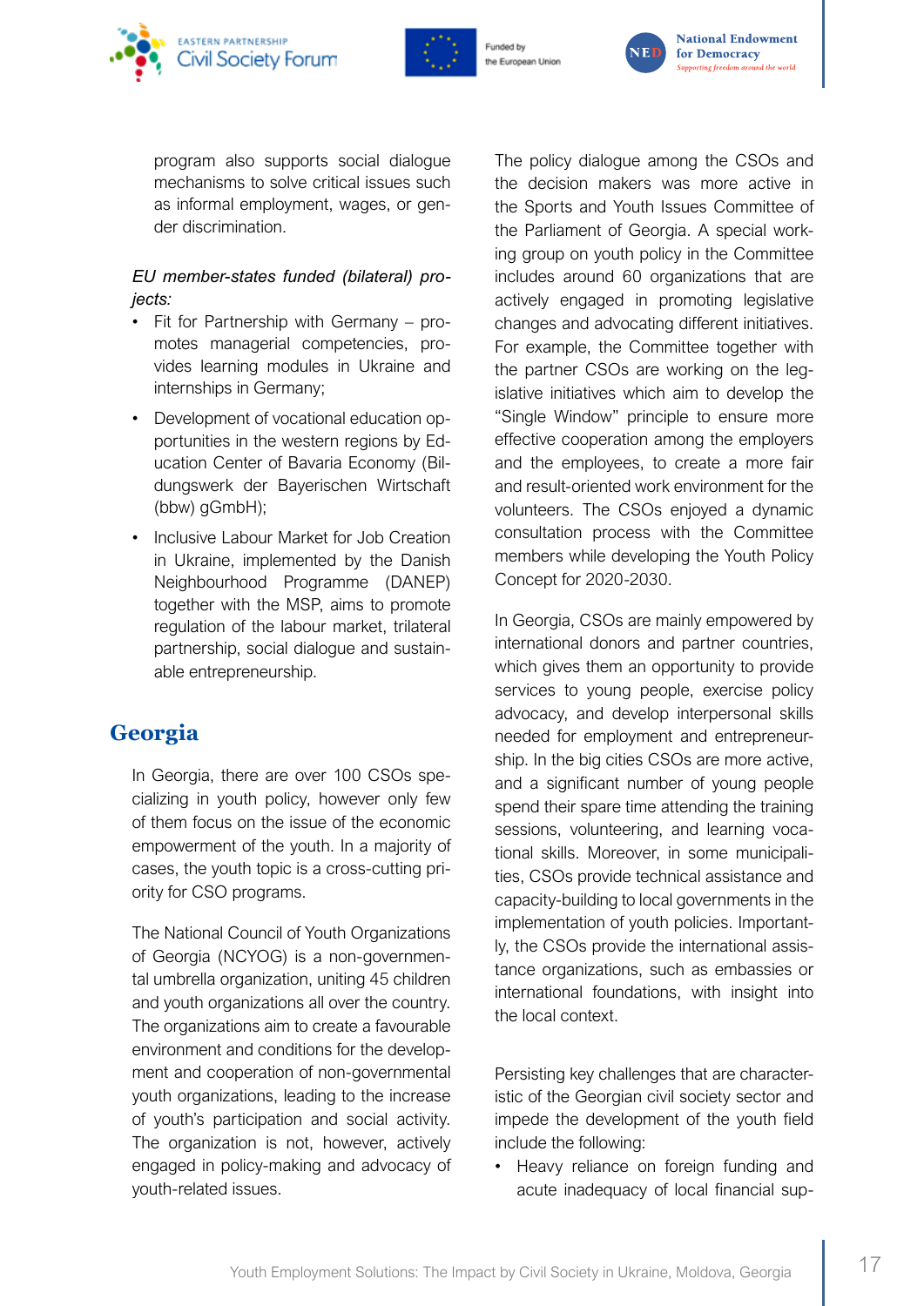program also supports social dialogue mechanisms to solve critical issues such as informal employment, wages, or gender discrimination.

*EU member-states funded (bilateral) projects:*

- Fit for Partnership with Germany – promotes managerial competencies, provides learning modules in Ukraine and internships in Germany;
- Development of vocational education opportunities in the western regions by Education Center of Bavaria Economy (Bildungswerk der Bayerischen Wirtschaft (bbw) gGmbH);
- Inclusive Labour Market for Job Creation in Ukraine, implemented by the Danish Neighbourhood Programme (DANEP) together with the MSP, aims to promote regulation of the labour market, trilateral partnership, social dialogue and sustainable entrepreneurship.

## Georgia

In Georgia, there are over 100 CSOs specializing in youth policy, however only few of them focus on the issue of the economic empowerment of the youth. In a majority of cases, the youth topic is a cross-cutting priority for CSO programs.

The National Council of Youth Organizations of Georgia (NCYOG) is a non-governmental umbrella organization, uniting 45 children and youth organizations all over the country. The organizations aim to create a favourable environment and conditions for the development and cooperation of non-governmental youth organizations, leading to the increase of youth's participation and social activity. The organization is not, however, actively engaged in policy-making and advocacy of youth-related issues.

The policy dialogue among the CSOs and the decision makers was more active in the Sports and Youth Issues Committee of the Parliament of Georgia. A special working group on youth policy in the Committee includes around 60 organizations that are actively engaged in promoting legislative changes and advocating different initiatives. For example, the Committee together with the partner CSOs are working on the legislative initiatives which aim to develop the "Single Window" principle to ensure more effective cooperation among the employers and the employees, to create a more fair and result-oriented work environment for the volunteers. The CSOs enjoyed a dynamic consultation process with the Committee members while developing the Youth Policy Concept for 2020-2030.

In Georgia, CSOs are mainly empowered by international donors and partner countries, which gives them an opportunity to provide services to young people, exercise policy advocacy, and develop interpersonal skills needed for employment and entrepreneurship. In the big cities CSOs are more active, and a significant number of young people spend their spare time attending the training sessions, volunteering, and learning vocational skills. Moreover, in some municipalities, CSOs provide technical assistance and capacity-building to local governments in the implementation of youth policies. Importantly, the CSOs provide the international assistance organizations, such as embassies or international foundations, with insight into the local context.

Persisting key challenges that are characteristic of the Georgian civil society sector and impede the development of the youth field include the following:

- Heavy reliance on foreign funding and acute inadequacy of local financial sup-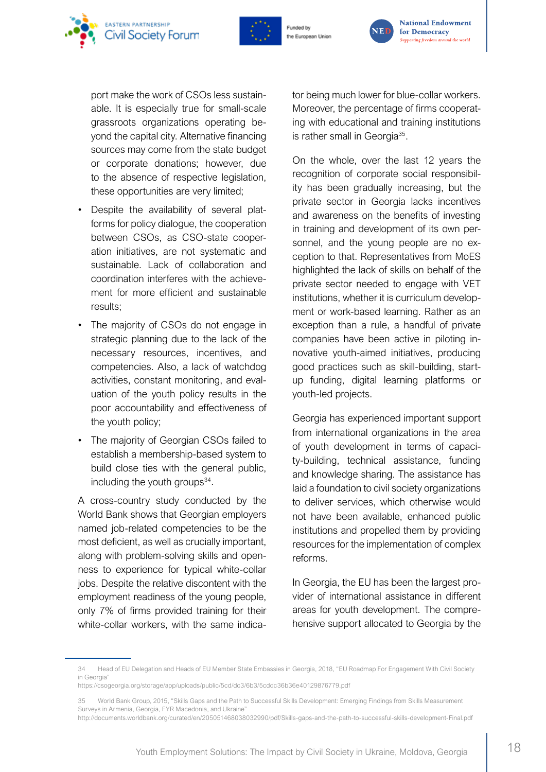port make the work of CSOs less sustainable. It is especially true for small-scale grassroots organizations operating beyond the capital city. Alternative financing sources may come from the state budget or corporate donations; however, due to the absence of respective legislation, these opportunities are very limited;

- Despite the availability of several platforms for policy dialogue, the cooperation between CSOs, as CSO-state cooperation initiatives, are not systematic and sustainable. Lack of collaboration and coordination interferes with the achievement for more efficient and sustainable results;
- The majority of CSOs do not engage in strategic planning due to the lack of the necessary resources, incentives, and competencies. Also, a lack of watchdog activities, constant monitoring, and evaluation of the youth policy results in the poor accountability and effectiveness of the youth policy;
- The majority of Georgian CSOs failed to establish a membership-based system to build close ties with the general public, including the youth groups[34].

A cross-country study conducted by the World Bank shows that Georgian employers named job-related competencies to be the most deficient, as well as crucially important, along with problem-solving skills and openness to experience for typical white-collar jobs. Despite the relative discontent with the employment readiness of the young people, only 7% of firms provided training for their white-collar workers, with the same indicator being much lower for blue-collar workers. Moreover, the percentage of firms cooperating with educational and training institutions is rather small in Georgia[35].

On the whole, over the last 12 years the recognition of corporate social responsibility has been gradually increasing, but the private sector in Georgia lacks incentives and awareness on the benefits of investing in training and development of its own personnel, and the young people are no exception to that. Representatives from MoES highlighted the lack of skills on behalf of the private sector needed to engage with VET institutions, whether it is curriculum development or work-based learning. Rather as an exception than a rule, a handful of private companies have been active in piloting innovative youth-aimed initiatives, producing good practices such as skill-building, start-up funding, digital learning platforms or youth-led projects.

Georgia has experienced important support from international organizations in the area of youth development in terms of capacity-building, technical assistance, funding and knowledge sharing. The assistance has laid a foundation to civil society organizations to deliver services, which otherwise would not have been available, enhanced public institutions and propelled them by providing resources for the implementation of complex reforms.

In Georgia, the EU has been the largest provider of international assistance in different areas for youth development. The comprehensive support allocated to Georgia by the

---

34 Head of EU Delegation and Heads of EU Member State Embassies in Georgia, 2018, "EU Roadmap For Engagement With Civil Society in Georgia"
https://csogeorgia.org/storage/app/uploads/public/5cd/dc3/6b3/5cddc36b36e40129876779.pdf

35 World Bank Group, 2015, "Skills Gaps and the Path to Successful Skills Development: Emerging Findings from Skills Measurement Surveys in Armenia, Georgia, FYR Macedonia, and Ukraine"
http://documents.worldbank.org/curated/en/205051468038032990/pdf/Skills-gaps-and-the-path-to-successful-skills-development-Final.pdf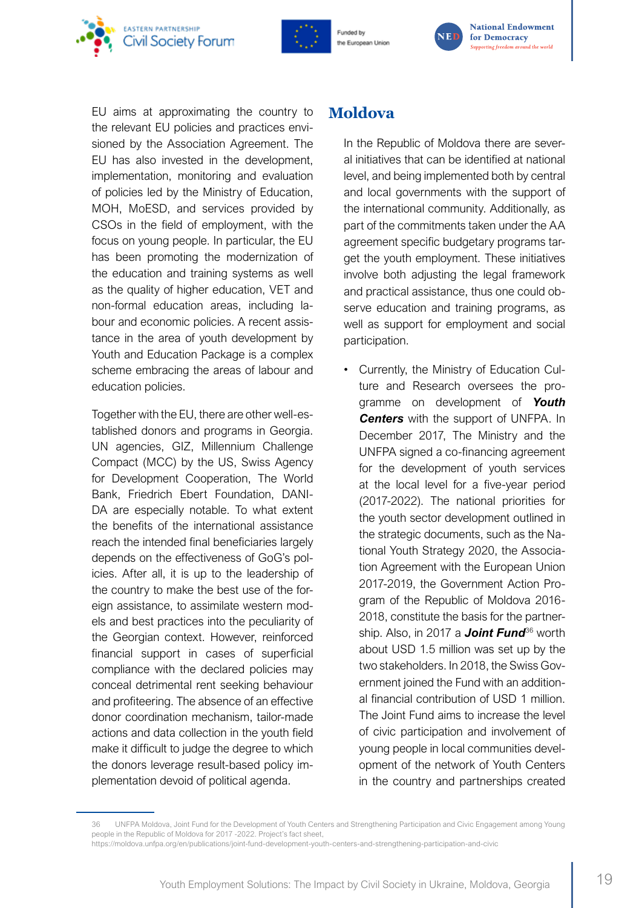EU aims at approximating the country to the relevant EU policies and practices envisioned by the Association Agreement. The EU has also invested in the development, implementation, monitoring and evaluation of policies led by the Ministry of Education, MOH, MoESD, and services provided by CSOs in the field of employment, with the focus on young people. In particular, the EU has been promoting the modernization of the education and training systems as well as the quality of higher education, VET and non-formal education areas, including labour and economic policies. A recent assistance in the area of youth development by Youth and Education Package is a complex scheme embracing the areas of labour and education policies.

Together with the EU, there are other well-established donors and programs in Georgia. UN agencies, GIZ, Millennium Challenge Compact (MCC) by the US, Swiss Agency for Development Cooperation, The World Bank, Friedrich Ebert Foundation, DANIDA are especially notable. To what extent the benefits of the international assistance reach the intended final beneficiaries largely depends on the effectiveness of GoG's policies. After all, it is up to the leadership of the country to make the best use of the foreign assistance, to assimilate western models and best practices into the peculiarity of the Georgian context. However, reinforced financial support in cases of superficial compliance with the declared policies may conceal detrimental rent seeking behaviour and profiteering. The absence of an effective donor coordination mechanism, tailor-made actions and data collection in the youth field make it difficult to judge the degree to which the donors leverage result-based policy implementation devoid of political agenda.

## Moldova

In the Republic of Moldova there are several initiatives that can be identified at national level, and being implemented both by central and local governments with the support of the international community. Additionally, as part of the commitments taken under the AA agreement specific budgetary programs target the youth employment. These initiatives involve both adjusting the legal framework and practical assistance, thus one could observe education and training programs, as well as support for employment and social participation.

- Currently, the Ministry of Education Culture and Research oversees the programme on development of ***Youth Centers*** with the support of UNFPA. In December 2017, The Ministry and the UNFPA signed a co-financing agreement for the development of youth services at the local level for a five-year period (2017-2022). The national priorities for the youth sector development outlined in the strategic documents, such as the National Youth Strategy 2020, the Association Agreement with the European Union 2017-2019, the Government Action Program of the Republic of Moldova 2016-2018, constitute the basis for the partnership. Also, in 2017 a ***Joint Fund***[36] worth about USD 1.5 million was set up by the two stakeholders. In 2018, the Swiss Government joined the Fund with an additional financial contribution of USD 1 million. The Joint Fund aims to increase the level of civic participation and involvement of young people in local communities development of the network of Youth Centers in the country and partnerships created

36 UNFPA Moldova, Joint Fund for the Development of Youth Centers and Strengthening Participation and Civic Engagement among Young people in the Republic of Moldova for 2017 -2022. Project's fact sheet, https://moldova.unfpa.org/en/publications/joint-fund-development-youth-centers-and-strengthening-participation-and-civic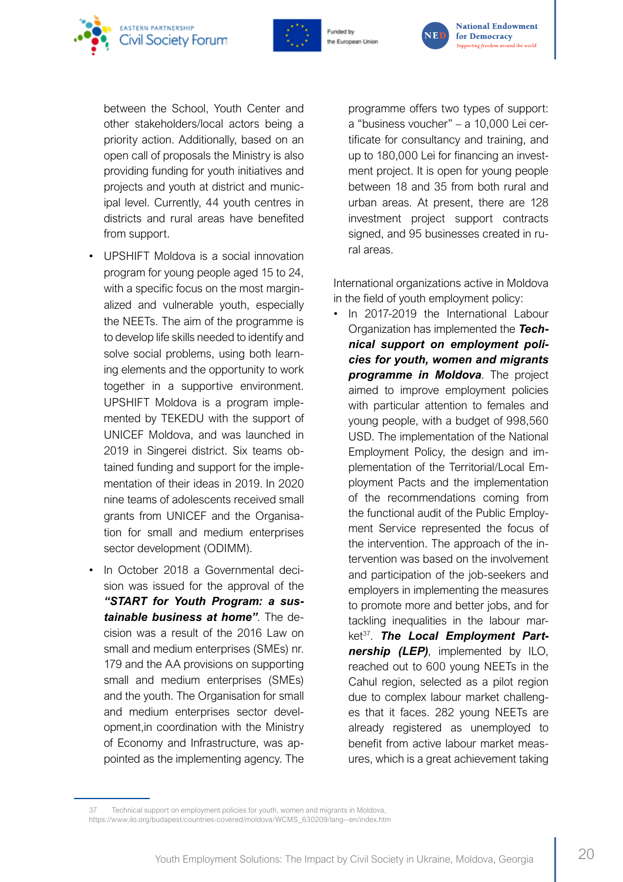between the School, Youth Center and other stakeholders/local actors being a priority action. Additionally, based on an open call of proposals the Ministry is also providing funding for youth initiatives and projects and youth at district and municipal level. Currently, 44 youth centres in districts and rural areas have benefited from support.

- UPSHIFT Moldova is a social innovation program for young people aged 15 to 24, with a specific focus on the most marginalized and vulnerable youth, especially the NEETs. The aim of the programme is to develop life skills needed to identify and solve social problems, using both learning elements and the opportunity to work together in a supportive environment. UPSHIFT Moldova is a program implemented by TEKEDU with the support of UNICEF Moldova, and was launched in 2019 in Singerei district. Six teams obtained funding and support for the implementation of their ideas in 2019. In 2020 nine teams of adolescents received small grants from UNICEF and the Organisation for small and medium enterprises sector development (ODIMM).
- In October 2018 a Governmental decision was issued for the approval of the ***"START for Youth Program: a sustainable business at home"***. The decision was a result of the 2016 Law on small and medium enterprises (SMEs) nr. 179 and the AA provisions on supporting small and medium enterprises (SMEs) and the youth. The Organisation for small and medium enterprises sector development,in coordination with the Ministry of Economy and Infrastructure, was appointed as the implementing agency. The programme offers two types of support: a "business voucher" – a 10,000 Lei certificate for consultancy and training, and up to 180,000 Lei for financing an investment project. It is open for young people between 18 and 35 from both rural and urban areas. At present, there are 128 investment project support contracts signed, and 95 businesses created in rural areas.

International organizations active in Moldova in the field of youth employment policy:

- In 2017-2019 the International Labour Organization has implemented the ***Technical support on employment policies for youth, women and migrants programme in Moldova***. The project aimed to improve employment policies with particular attention to females and young people, with a budget of 998,560 USD. The implementation of the National Employment Policy, the design and implementation of the Territorial/Local Employment Pacts and the implementation of the recommendations coming from the functional audit of the Public Employment Service represented the focus of the intervention. The approach of the intervention was based on the involvement and participation of the job-seekers and employers in implementing the measures to promote more and better jobs, and for tackling inequalities in the labour market[37]. ***The Local Employment Partnership (LEP)***, implemented by ILO, reached out to 600 young NEETs in the Cahul region, selected as a pilot region due to complex labour market challenges that it faces. 282 young NEETs are already registered as unemployed to benefit from active labour market measures, which is a great achievement taking

37 Technical support on employment policies for youth, women and migrants in Moldova, https://www.ilo.org/budapest/countries-covered/moldova/WCMS_630209/lang--en/index.htm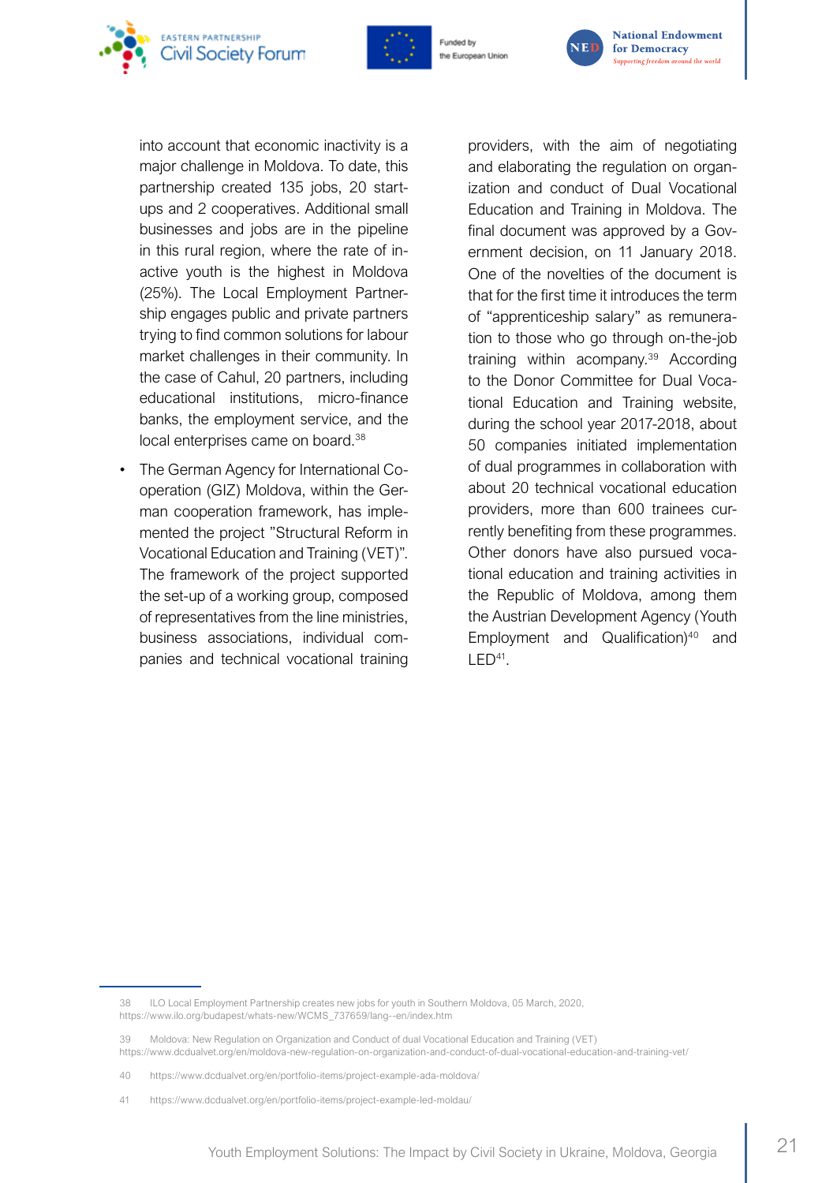into account that economic inactivity is a major challenge in Moldova. To date, this partnership created 135 jobs, 20 start-ups and 2 cooperatives. Additional small businesses and jobs are in the pipeline in this rural region, where the rate of inactive youth is the highest in Moldova (25%). The Local Employment Partnership engages public and private partners trying to find common solutions for labour market challenges in their community. In the case of Cahul, 20 partners, including educational institutions, micro-finance banks, the employment service, and the local enterprises came on board.[38]

- The German Agency for International Co-operation (GIZ) Moldova, within the German cooperation framework, has implemented the project "Structural Reform in Vocational Education and Training (VET)". The framework of the project supported the set-up of a working group, composed of representatives from the line ministries, business associations, individual companies and technical vocational training providers, with the aim of negotiating and elaborating the regulation on organization and conduct of Dual Vocational Education and Training in Moldova. The final document was approved by a Government decision, on 11 January 2018. One of the novelties of the document is that for the first time it introduces the term of "apprenticeship salary" as remuneration to those who go through on-the-job training within acompany.[39] According to the Donor Committee for Dual Vocational Education and Training website, during the school year 2017-2018, about 50 companies initiated implementation of dual programmes in collaboration with about 20 technical vocational education providers, more than 600 trainees currently benefiting from these programmes. Other donors have also pursued vocational education and training activities in the Republic of Moldova, among them the Austrian Development Agency (Youth Employment and Qualification)[40] and LED[41].

---

38 ILO Local Employment Partnership creates new jobs for youth in Southern Moldova, 05 March, 2020, https://www.ilo.org/budapest/whats-new/WCMS_737659/lang--en/index.htm

39 Moldova: New Regulation on Organization and Conduct of dual Vocational Education and Training (VET) https://www.dcdualvet.org/en/moldova-new-regulation-on-organization-and-conduct-of-dual-vocational-education-and-training-vet/

40 https://www.dcdualvet.org/en/portfolio-items/project-example-ada-moldova/

41 https://www.dcdualvet.org/en/portfolio-items/project-example-led-moldau/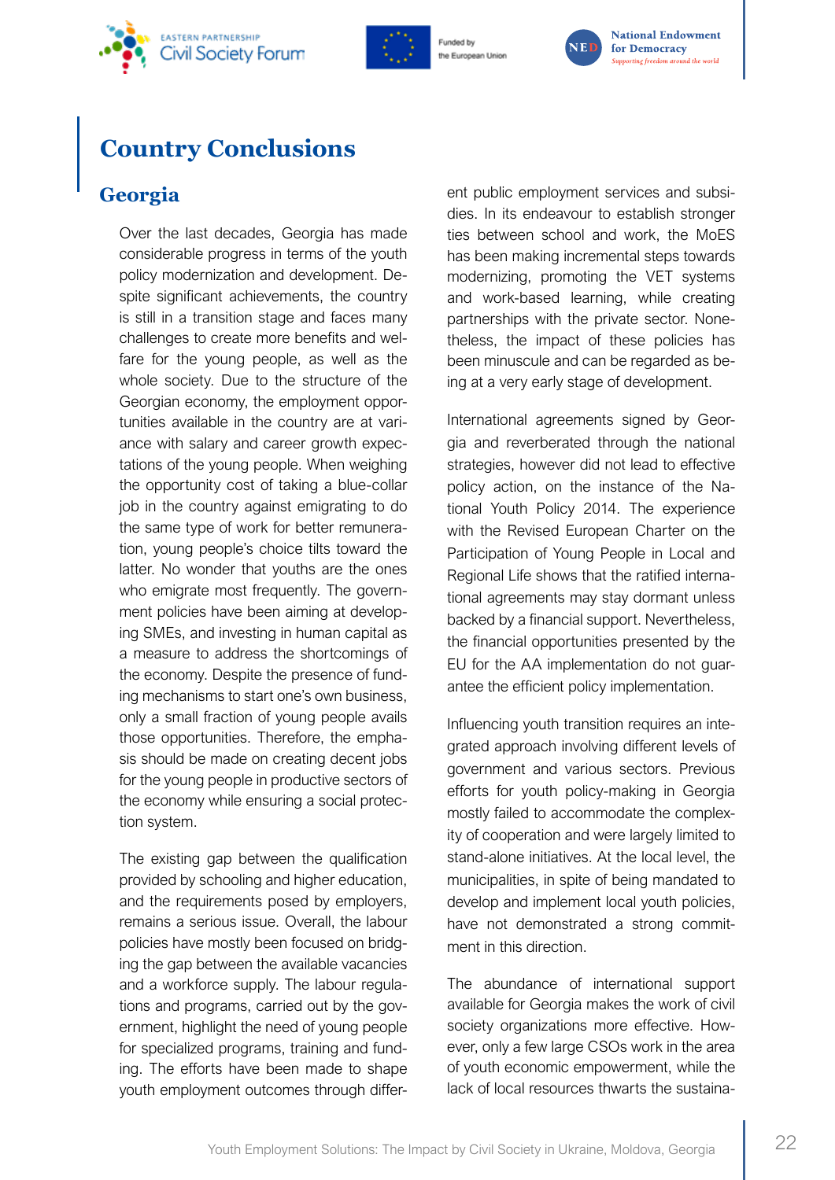# Country Conclusions

## Georgia

Over the last decades, Georgia has made considerable progress in terms of the youth policy modernization and development. Despite significant achievements, the country is still in a transition stage and faces many challenges to create more benefits and welfare for the young people, as well as the whole society. Due to the structure of the Georgian economy, the employment opportunities available in the country are at variance with salary and career growth expectations of the young people. When weighing the opportunity cost of taking a blue-collar job in the country against emigrating to do the same type of work for better remuneration, young people's choice tilts toward the latter. No wonder that youths are the ones who emigrate most frequently. The government policies have been aiming at developing SMEs, and investing in human capital as a measure to address the shortcomings of the economy. Despite the presence of funding mechanisms to start one's own business, only a small fraction of young people avails those opportunities. Therefore, the emphasis should be made on creating decent jobs for the young people in productive sectors of the economy while ensuring a social protection system.

The existing gap between the qualification provided by schooling and higher education, and the requirements posed by employers, remains a serious issue. Overall, the labour policies have mostly been focused on bridging the gap between the available vacancies and a workforce supply. The labour regulations and programs, carried out by the government, highlight the need of young people for specialized programs, training and funding. The efforts have been made to shape youth employment outcomes through different public employment services and subsidies. In its endeavour to establish stronger ties between school and work, the MoES has been making incremental steps towards modernizing, promoting the VET systems and work-based learning, while creating partnerships with the private sector. Nonetheless, the impact of these policies has been minuscule and can be regarded as being at a very early stage of development.

International agreements signed by Georgia and reverberated through the national strategies, however did not lead to effective policy action, on the instance of the National Youth Policy 2014. The experience with the Revised European Charter on the Participation of Young People in Local and Regional Life shows that the ratified international agreements may stay dormant unless backed by a financial support. Nevertheless, the financial opportunities presented by the EU for the AA implementation do not guarantee the efficient policy implementation.

Influencing youth transition requires an integrated approach involving different levels of government and various sectors. Previous efforts for youth policy-making in Georgia mostly failed to accommodate the complexity of cooperation and were largely limited to stand-alone initiatives. At the local level, the municipalities, in spite of being mandated to develop and implement local youth policies, have not demonstrated a strong commitment in this direction.

The abundance of international support available for Georgia makes the work of civil society organizations more effective. However, only a few large CSOs work in the area of youth economic empowerment, while the lack of local resources thwarts the sustaina-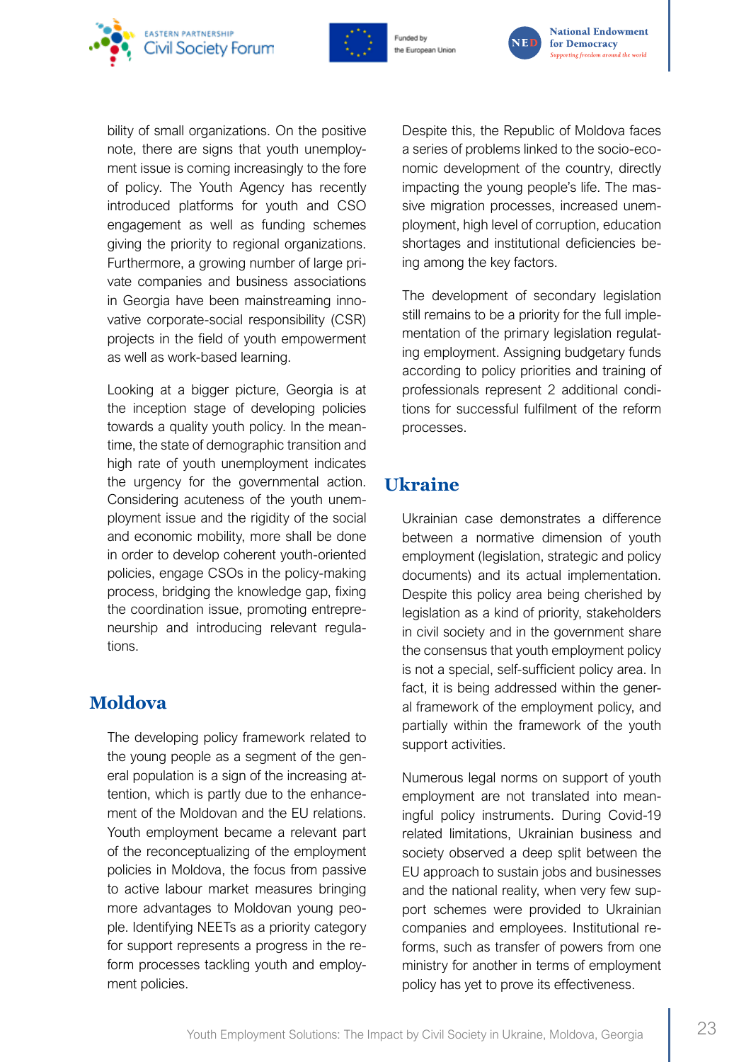bility of small organizations. On the positive note, there are signs that youth unemployment issue is coming increasingly to the fore of policy. The Youth Agency has recently introduced platforms for youth and CSO engagement as well as funding schemes giving the priority to regional organizations. Furthermore, a growing number of large private companies and business associations in Georgia have been mainstreaming innovative corporate-social responsibility (CSR) projects in the field of youth empowerment as well as work-based learning.

Looking at a bigger picture, Georgia is at the inception stage of developing policies towards a quality youth policy. In the meantime, the state of demographic transition and high rate of youth unemployment indicates the urgency for the governmental action. Considering acuteness of the youth unemployment issue and the rigidity of the social and economic mobility, more shall be done in order to develop coherent youth-oriented policies, engage CSOs in the policy-making process, bridging the knowledge gap, fixing the coordination issue, promoting entrepreneurship and introducing relevant regulations.

## Moldova

The developing policy framework related to the young people as a segment of the general population is a sign of the increasing attention, which is partly due to the enhancement of the Moldovan and the EU relations. Youth employment became a relevant part of the reconceptualizing of the employment policies in Moldova, the focus from passive to active labour market measures bringing more advantages to Moldovan young people. Identifying NEETs as a priority category for support represents a progress in the reform processes tackling youth and employment policies.

Despite this, the Republic of Moldova faces a series of problems linked to the socio-economic development of the country, directly impacting the young people's life. The massive migration processes, increased unemployment, high level of corruption, education shortages and institutional deficiencies being among the key factors.

The development of secondary legislation still remains to be a priority for the full implementation of the primary legislation regulating employment. Assigning budgetary funds according to policy priorities and training of professionals represent 2 additional conditions for successful fulfilment of the reform processes.

## Ukraine

Ukrainian case demonstrates a difference between a normative dimension of youth employment (legislation, strategic and policy documents) and its actual implementation. Despite this policy area being cherished by legislation as a kind of priority, stakeholders in civil society and in the government share the consensus that youth employment policy is not a special, self-sufficient policy area. In fact, it is being addressed within the general framework of the employment policy, and partially within the framework of the youth support activities.

Numerous legal norms on support of youth employment are not translated into meaningful policy instruments. During Covid-19 related limitations, Ukrainian business and society observed a deep split between the EU approach to sustain jobs and businesses and the national reality, when very few support schemes were provided to Ukrainian companies and employees. Institutional reforms, such as transfer of powers from one ministry for another in terms of employment policy has yet to prove its effectiveness.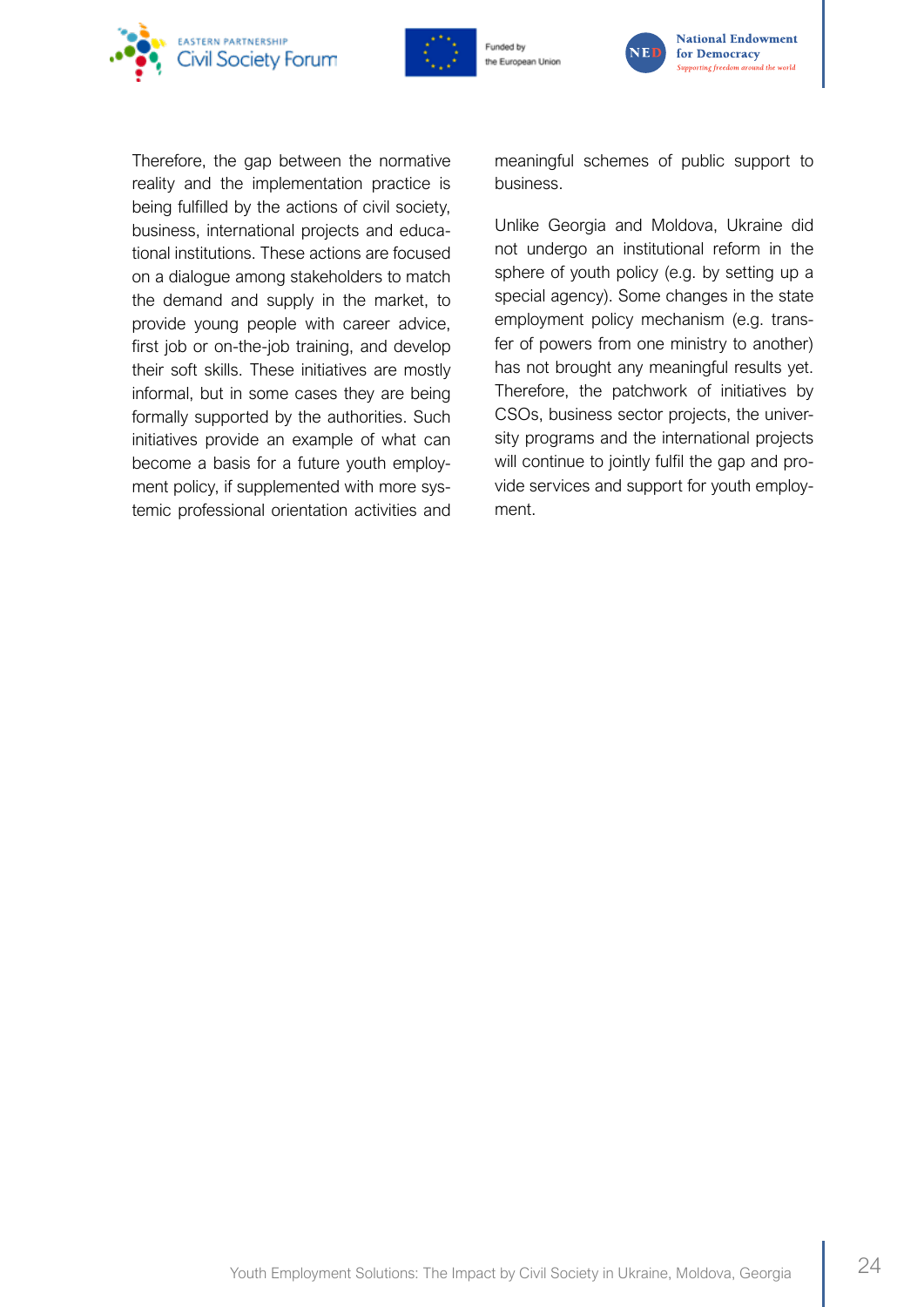Therefore, the gap between the normative reality and the implementation practice is being fulfilled by the actions of civil society, business, international projects and educational institutions. These actions are focused on a dialogue among stakeholders to match the demand and supply in the market, to provide young people with career advice, first job or on-the-job training, and develop their soft skills. These initiatives are mostly informal, but in some cases they are being formally supported by the authorities. Such initiatives provide an example of what can become a basis for a future youth employment policy, if supplemented with more systemic professional orientation activities and meaningful schemes of public support to business.

Unlike Georgia and Moldova, Ukraine did not undergo an institutional reform in the sphere of youth policy (e.g. by setting up a special agency). Some changes in the state employment policy mechanism (e.g. transfer of powers from one ministry to another) has not brought any meaningful results yet. Therefore, the patchwork of initiatives by CSOs, business sector projects, the university programs and the international projects will continue to jointly fulfil the gap and provide services and support for youth employment.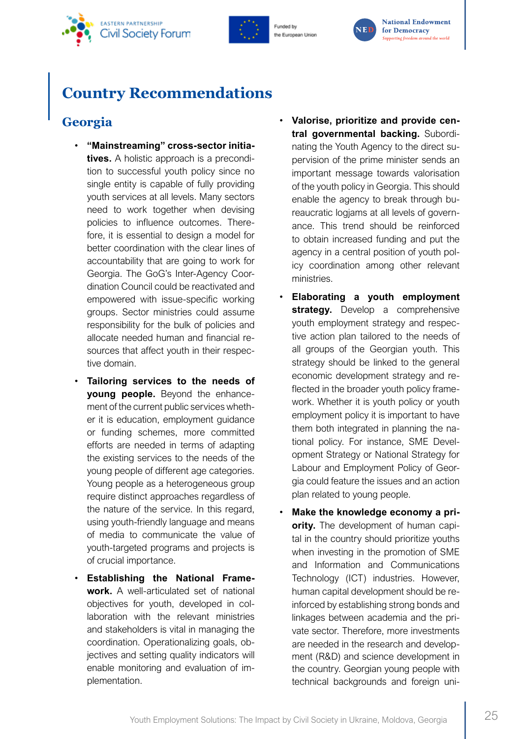# Country Recommendations

## Georgia

- **"Mainstreaming" cross-sector initiatives.** A holistic approach is a precondition to successful youth policy since no single entity is capable of fully providing youth services at all levels. Many sectors need to work together when devising policies to influence outcomes. Therefore, it is essential to design a model for better coordination with the clear lines of accountability that are going to work for Georgia. The GoG's Inter-Agency Coordination Council could be reactivated and empowered with issue-specific working groups. Sector ministries could assume responsibility for the bulk of policies and allocate needed human and financial resources that affect youth in their respective domain.
- **Tailoring services to the needs of young people.** Beyond the enhancement of the current public services whether it is education, employment guidance or funding schemes, more committed efforts are needed in terms of adapting the existing services to the needs of the young people of different age categories. Young people as a heterogeneous group require distinct approaches regardless of the nature of the service. In this regard, using youth-friendly language and means of media to communicate the value of youth-targeted programs and projects is of crucial importance.
- **Establishing the National Framework.** A well-articulated set of national objectives for youth, developed in collaboration with the relevant ministries and stakeholders is vital in managing the coordination. Operationalizing goals, objectives and setting quality indicators will enable monitoring and evaluation of implementation.
- **Valorise, prioritize and provide central governmental backing.** Subordinating the Youth Agency to the direct supervision of the prime minister sends an important message towards valorisation of the youth policy in Georgia. This should enable the agency to break through bureaucratic logjams at all levels of governance. This trend should be reinforced to obtain increased funding and put the agency in a central position of youth policy coordination among other relevant ministries.
- **Elaborating a youth employment strategy.** Develop a comprehensive youth employment strategy and respective action plan tailored to the needs of all groups of the Georgian youth. This strategy should be linked to the general economic development strategy and reflected in the broader youth policy framework. Whether it is youth policy or youth employment policy it is important to have them both integrated in planning the national policy. For instance, SME Development Strategy or National Strategy for Labour and Employment Policy of Georgia could feature the issues and an action plan related to young people.
- **Make the knowledge economy a priority.** The development of human capital in the country should prioritize youths when investing in the promotion of SME and Information and Communications Technology (ICT) industries. However, human capital development should be reinforced by establishing strong bonds and linkages between academia and the private sector. Therefore, more investments are needed in the research and development (R&D) and science development in the country. Georgian young people with technical backgrounds and foreign uni-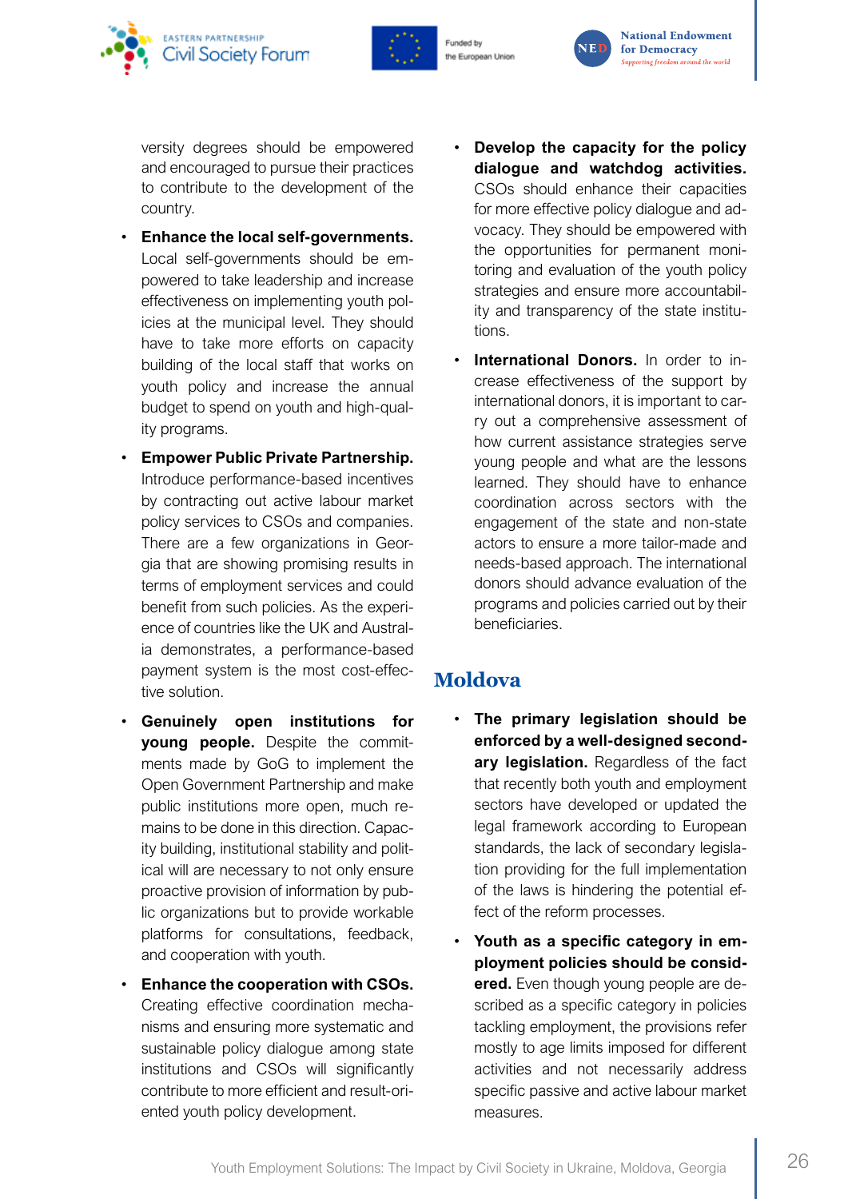versity degrees should be empowered and encouraged to pursue their practices to contribute to the development of the country.

- **Enhance the local self-governments.** Local self-governments should be empowered to take leadership and increase effectiveness on implementing youth policies at the municipal level. They should have to take more efforts on capacity building of the local staff that works on youth policy and increase the annual budget to spend on youth and high-quality programs.
- **Empower Public Private Partnership.** Introduce performance-based incentives by contracting out active labour market policy services to CSOs and companies. There are a few organizations in Georgia that are showing promising results in terms of employment services and could benefit from such policies. As the experience of countries like the UK and Australia demonstrates, a performance-based payment system is the most cost-effective solution.
- **Genuinely open institutions for young people.** Despite the commitments made by GoG to implement the Open Government Partnership and make public institutions more open, much remains to be done in this direction. Capacity building, institutional stability and political will are necessary to not only ensure proactive provision of information by public organizations but to provide workable platforms for consultations, feedback, and cooperation with youth.
- **Enhance the cooperation with CSOs.** Creating effective coordination mechanisms and ensuring more systematic and sustainable policy dialogue among state institutions and CSOs will significantly contribute to more efficient and result-oriented youth policy development.
- **Develop the capacity for the policy dialogue and watchdog activities.** CSOs should enhance their capacities for more effective policy dialogue and advocacy. They should be empowered with the opportunities for permanent monitoring and evaluation of the youth policy strategies and ensure more accountability and transparency of the state institutions.
- **International Donors.** In order to increase effectiveness of the support by international donors, it is important to carry out a comprehensive assessment of how current assistance strategies serve young people and what are the lessons learned. They should have to enhance coordination across sectors with the engagement of the state and non-state actors to ensure a more tailor-made and needs-based approach. The international donors should advance evaluation of the programs and policies carried out by their beneficiaries.

## Moldova

- **The primary legislation should be enforced by a well-designed secondary legislation.** Regardless of the fact that recently both youth and employment sectors have developed or updated the legal framework according to European standards, the lack of secondary legislation providing for the full implementation of the laws is hindering the potential effect of the reform processes.
- **Youth as a specific category in employment policies should be considered.** Even though young people are described as a specific category in policies tackling employment, the provisions refer mostly to age limits imposed for different activities and not necessarily address specific passive and active labour market measures.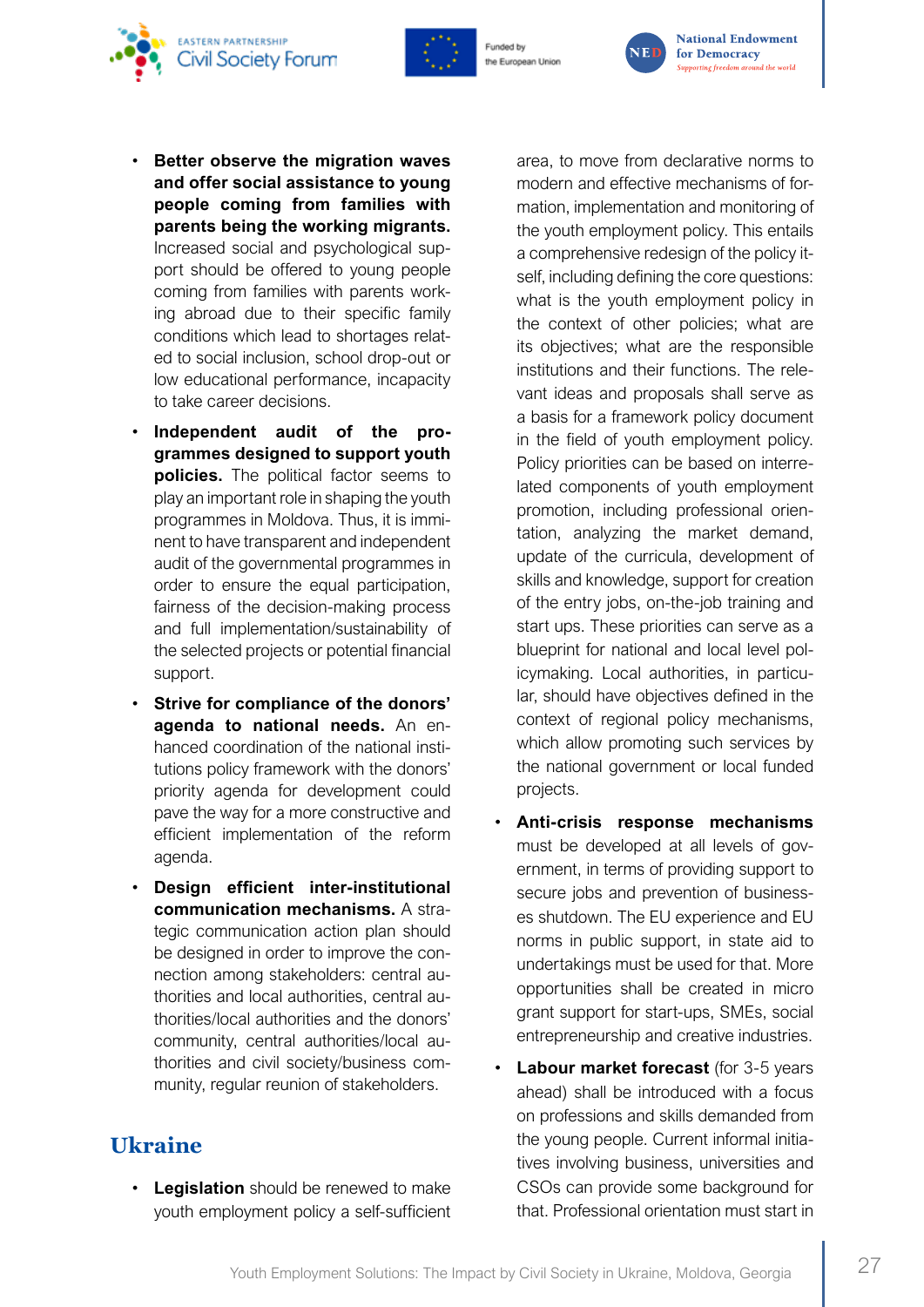- **Better observe the migration waves and offer social assistance to young people coming from families with parents being the working migrants.** Increased social and psychological support should be offered to young people coming from families with parents working abroad due to their specific family conditions which lead to shortages related to social inclusion, school drop-out or low educational performance, incapacity to take career decisions.
- **Independent audit of the programmes designed to support youth policies.** The political factor seems to play an important role in shaping the youth programmes in Moldova. Thus, it is imminent to have transparent and independent audit of the governmental programmes in order to ensure the equal participation, fairness of the decision-making process and full implementation/sustainability of the selected projects or potential financial support.
- **Strive for compliance of the donors' agenda to national needs.** An enhanced coordination of the national institutions policy framework with the donors' priority agenda for development could pave the way for a more constructive and efficient implementation of the reform agenda.
- **Design efficient inter-institutional communication mechanisms.** A strategic communication action plan should be designed in order to improve the connection among stakeholders: central authorities and local authorities, central authorities/local authorities and the donors' community, central authorities/local authorities and civil society/business community, regular reunion of stakeholders.

## Ukraine

- **Legislation** should be renewed to make youth employment policy a self-sufficient area, to move from declarative norms to modern and effective mechanisms of formation, implementation and monitoring of the youth employment policy. This entails a comprehensive redesign of the policy itself, including defining the core questions: what is the youth employment policy in the context of other policies; what are its objectives; what are the responsible institutions and their functions. The relevant ideas and proposals shall serve as a basis for a framework policy document in the field of youth employment policy. Policy priorities can be based on interrelated components of youth employment promotion, including professional orientation, analyzing the market demand, update of the curricula, development of skills and knowledge, support for creation of the entry jobs, on-the-job training and start ups. These priorities can serve as a blueprint for national and local level policymaking. Local authorities, in particular, should have objectives defined in the context of regional policy mechanisms, which allow promoting such services by the national government or local funded projects.
- **Anti-crisis response mechanisms** must be developed at all levels of government, in terms of providing support to secure jobs and prevention of businesses shutdown. The EU experience and EU norms in public support, in state aid to undertakings must be used for that. More opportunities shall be created in micro grant support for start-ups, SMEs, social entrepreneurship and creative industries.
- **Labour market forecast** (for 3-5 years ahead) shall be introduced with a focus on professions and skills demanded from the young people. Current informal initiatives involving business, universities and CSOs can provide some background for that. Professional orientation must start in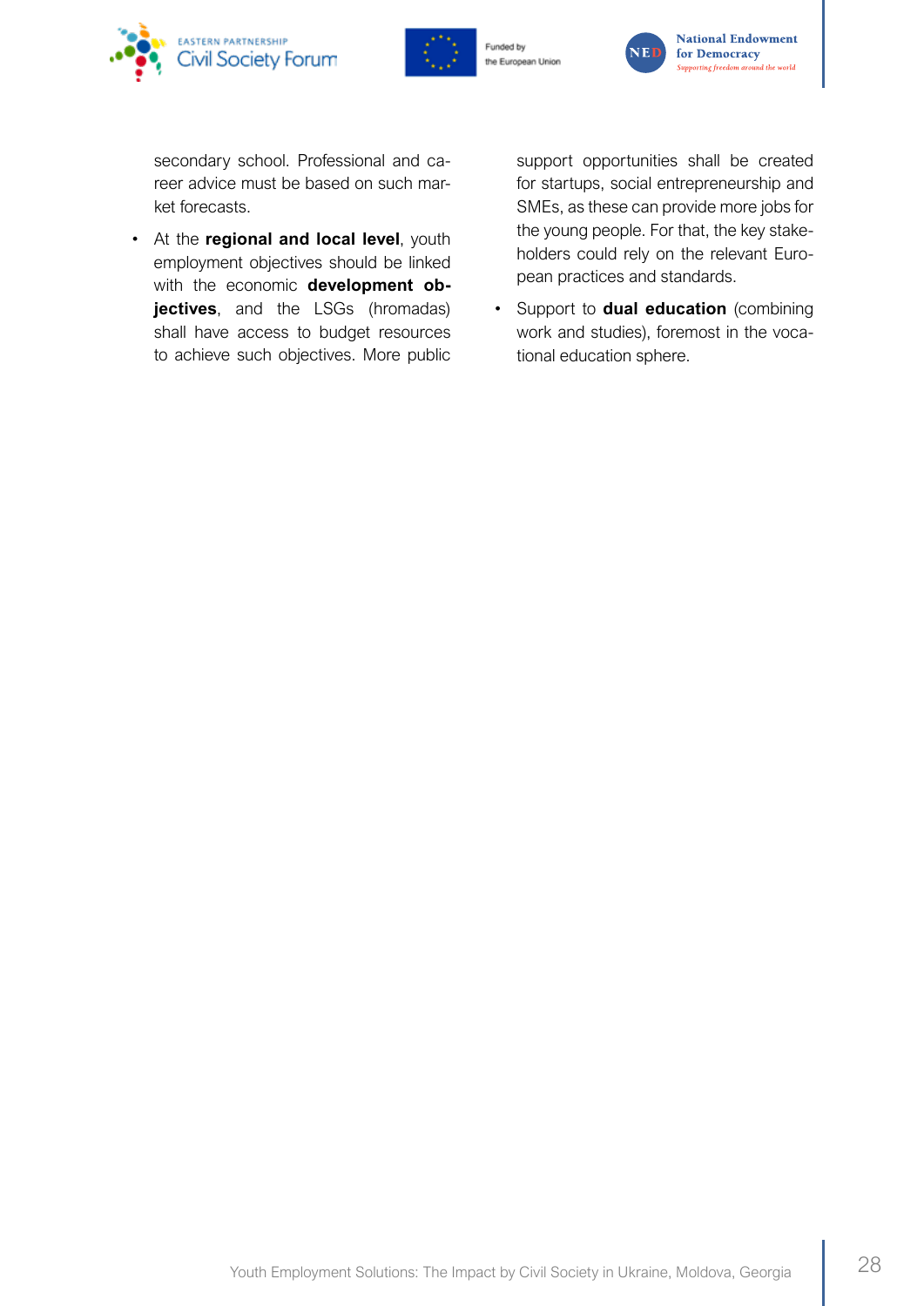secondary school. Professional and career advice must be based on such market forecasts.

- At the **regional and local level**, youth employment objectives should be linked with the economic **development objectives**, and the LSGs (hromadas) shall have access to budget resources to achieve such objectives. More public support opportunities shall be created for startups, social entrepreneurship and SMEs, as these can provide more jobs for the young people. For that, the key stakeholders could rely on the relevant European practices and standards.
- Support to **dual education** (combining work and studies), foremost in the vocational education sphere.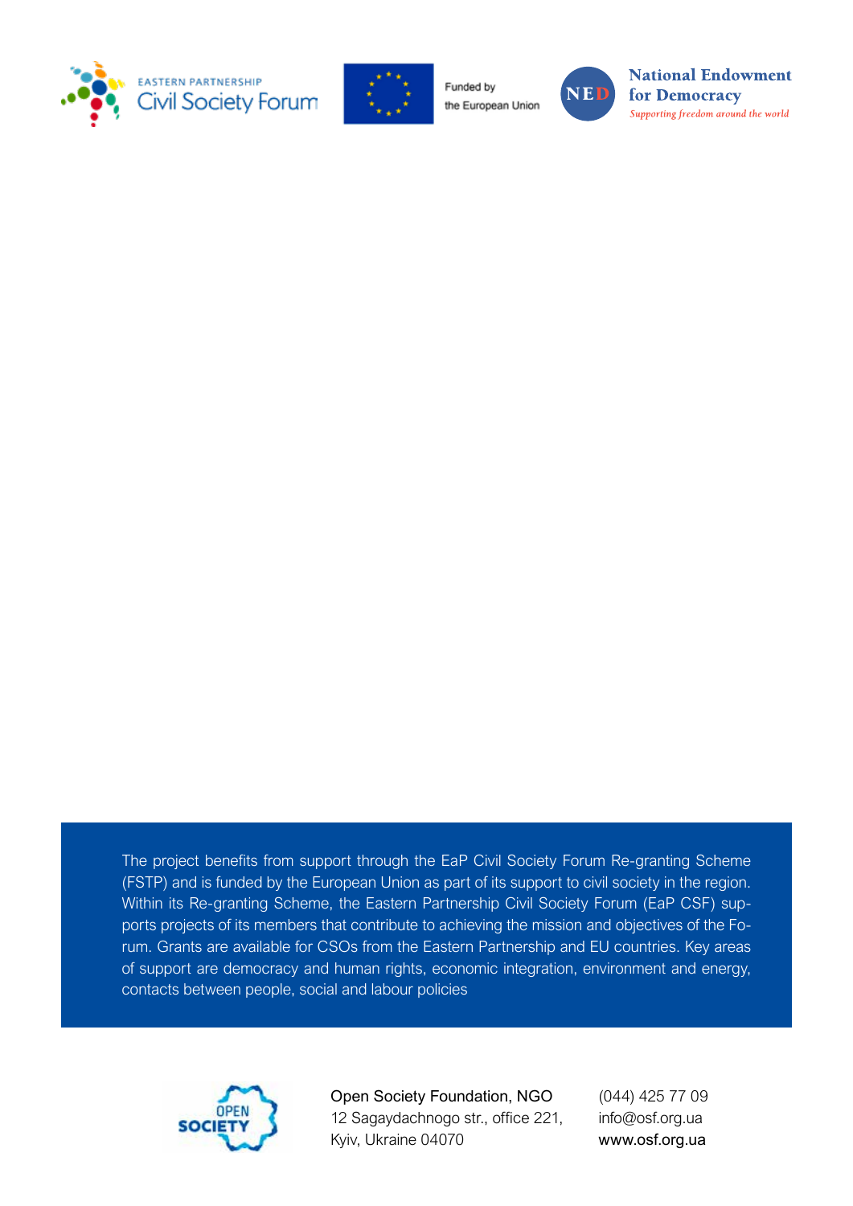EASTERN PARTNERSHIP Civil Society Forum

Funded by the European Union

National Endowment for Democracy
*Supporting freedom around the world*

The project benefits from support through the EaP Civil Society Forum Re-granting Scheme (FSTP) and is funded by the European Union as part of its support to civil society in the region. Within its Re-granting Scheme, the Eastern Partnership Civil Society Forum (EaP CSF) supports projects of its members that contribute to achieving the mission and objectives of the Forum. Grants are available for CSOs from the Eastern Partnership and EU countries. Key areas of support are democracy and human rights, economic integration, environment and energy, contacts between people, social and labour policies

OPEN SOCIETY

Open Society Foundation, NGO
12 Sagaydachnogo str., office 221,
Kyiv, Ukraine 04070

(044) 425 77 09
info@osf.org.ua
www.osf.org.ua